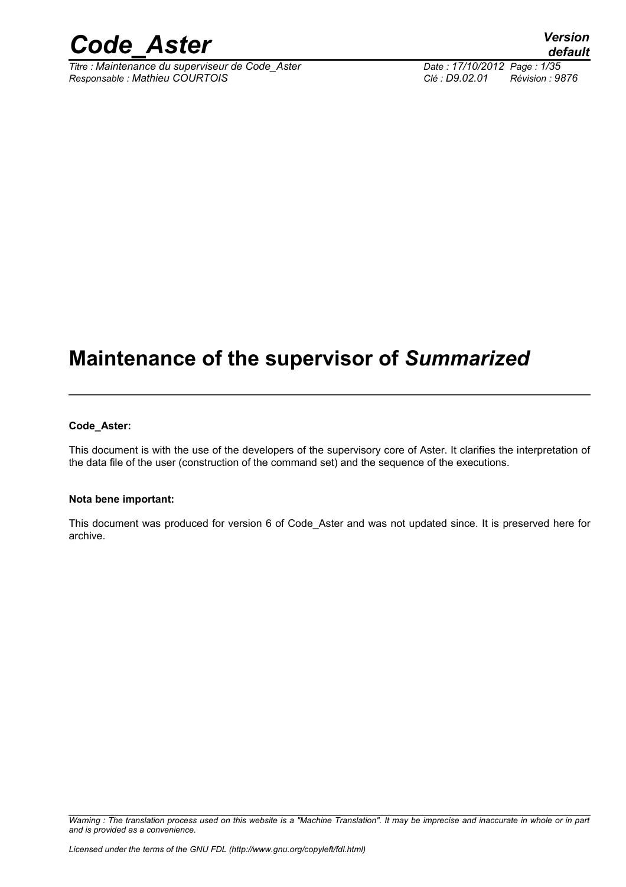# Maintenance of the supervisor of *Summarized*

**Code_Aster:**

This document is with the use of the developers of the supervisory core of Aster. It clarifies the interpretation of the data file of the user (construction of the command set) and the sequence of the executions.

**Nota bene important:**

This document was produced for version 6 of Code_Aster and was not updated since. It is preserved here for archive.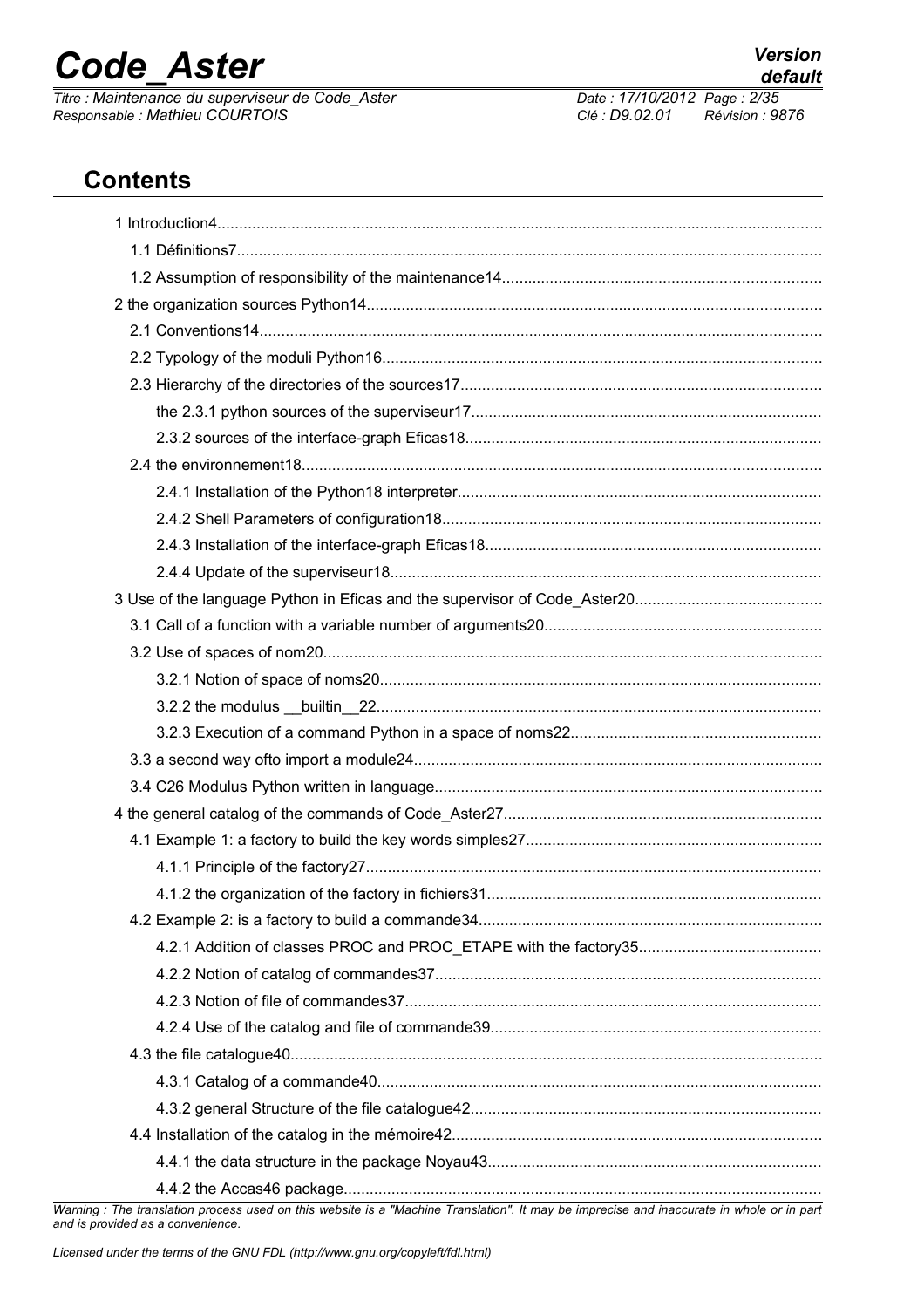## Contents

1 Introduction4
- 1.1 Définitions7
- 1.2 Assumption of responsibility of the maintenance14

2 the organization sources Python14
- 2.1 Conventions14
- 2.2 Typology of the moduli Python16
- 2.3 Hierarchy of the directories of the sources17
  - the 2.3.1 python sources of the superviseur17
  - 2.3.2 sources of the interface-graph Eficas18
- 2.4 the environnement18
  - 2.4.1 Installation of the Python18 interpreter
  - 2.4.2 Shell Parameters of configuration18
  - 2.4.3 Installation of the interface-graph Eficas18
  - 2.4.4 Update of the superviseur18

3 Use of the language Python in Eficas and the supervisor of Code_Aster20
- 3.1 Call of a function with a variable number of arguments20
- 3.2 Use of spaces of nom20
  - 3.2.1 Notion of space of noms20
  - 3.2.2 the modulus __builtin__22
  - 3.2.3 Execution of a command Python in a space of noms22
- 3.3 a second way ofto import a module24
- 3.4 C26 Modulus Python written in language

4 the general catalog of the commands of Code_Aster27
- 4.1 Example 1: a factory to build the key words simples27
  - 4.1.1 Principle of the factory27
  - 4.1.2 the organization of the factory in fichiers31
- 4.2 Example 2: is a factory to build a commande34
  - 4.2.1 Addition of classes PROC and PROC_ETAPE with the factory35
  - 4.2.2 Notion of catalog of commandes37
  - 4.2.3 Notion of file of commandes37
  - 4.2.4 Use of the catalog and file of commande39
- 4.3 the file catalogue40
  - 4.3.1 Catalog of a commande40
  - 4.3.2 general Structure of the file catalogue42
- 4.4 Installation of the catalog in the mémoire42
  - 4.4.1 the data structure in the package Noyau43
  - 4.4.2 the Accas46 package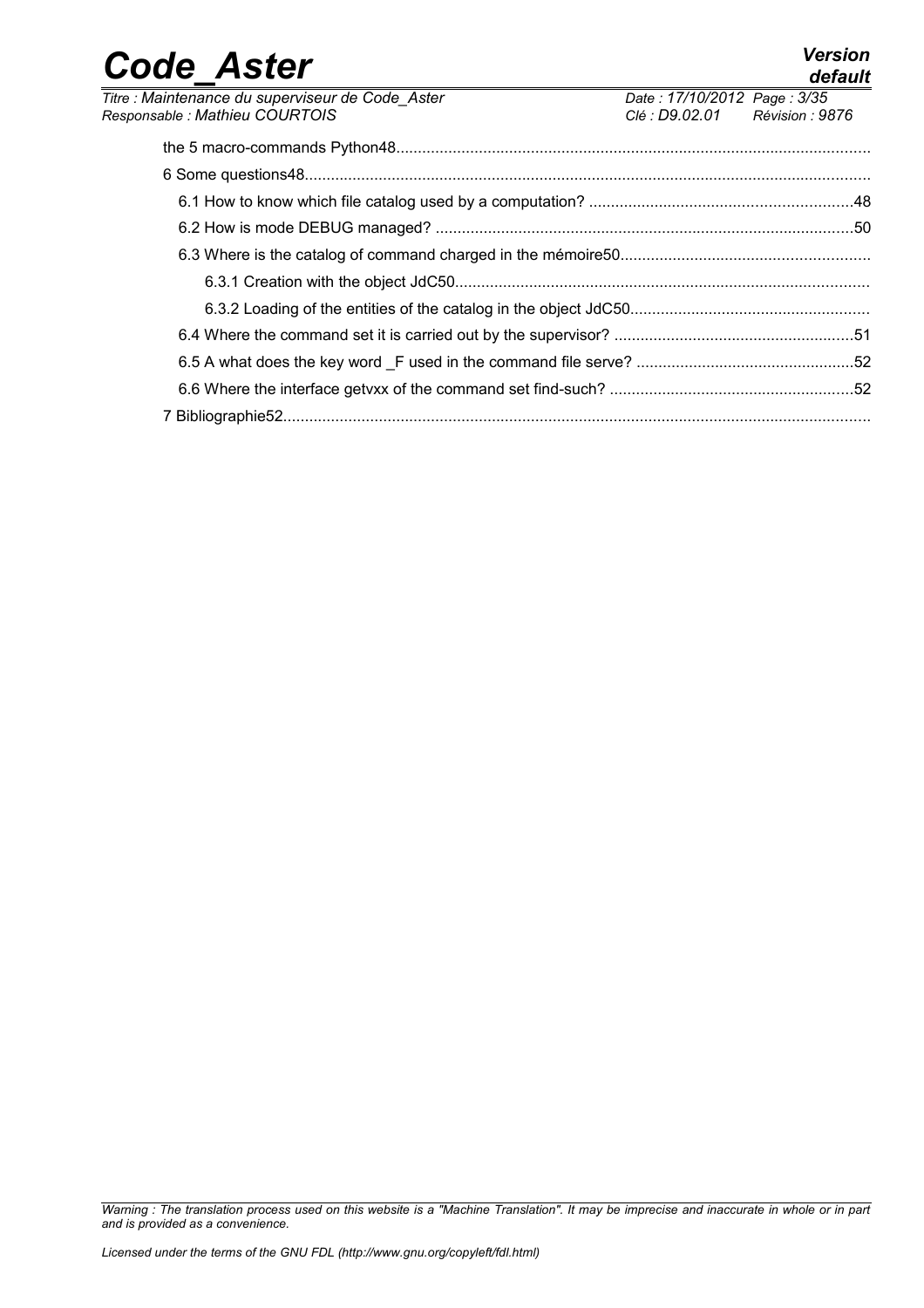the 5 macro-commands Python48...........................................................................................................

6 Some questions48...........................................................................................................................

6.1 How to know which file catalog used by a computation? ............................................................48

6.2 How is mode DEBUG managed? ...............................................................................................50

6.3 Where is the catalog of command charged in the mémoire50.........................................................

6.3.1 Creation with the object JdC50.............................................................................................

6.3.2 Loading of the entities of the catalog in the object JdC50......................................................

6.4 Where the command set it is carried out by the supervisor? .......................................................51

6.5 A what does the key word _F used in the command file serve? ..................................................52

6.6 Where the interface getvxx of the command set find-such? ........................................................52

7 Bibliographie52....................................................................................................................................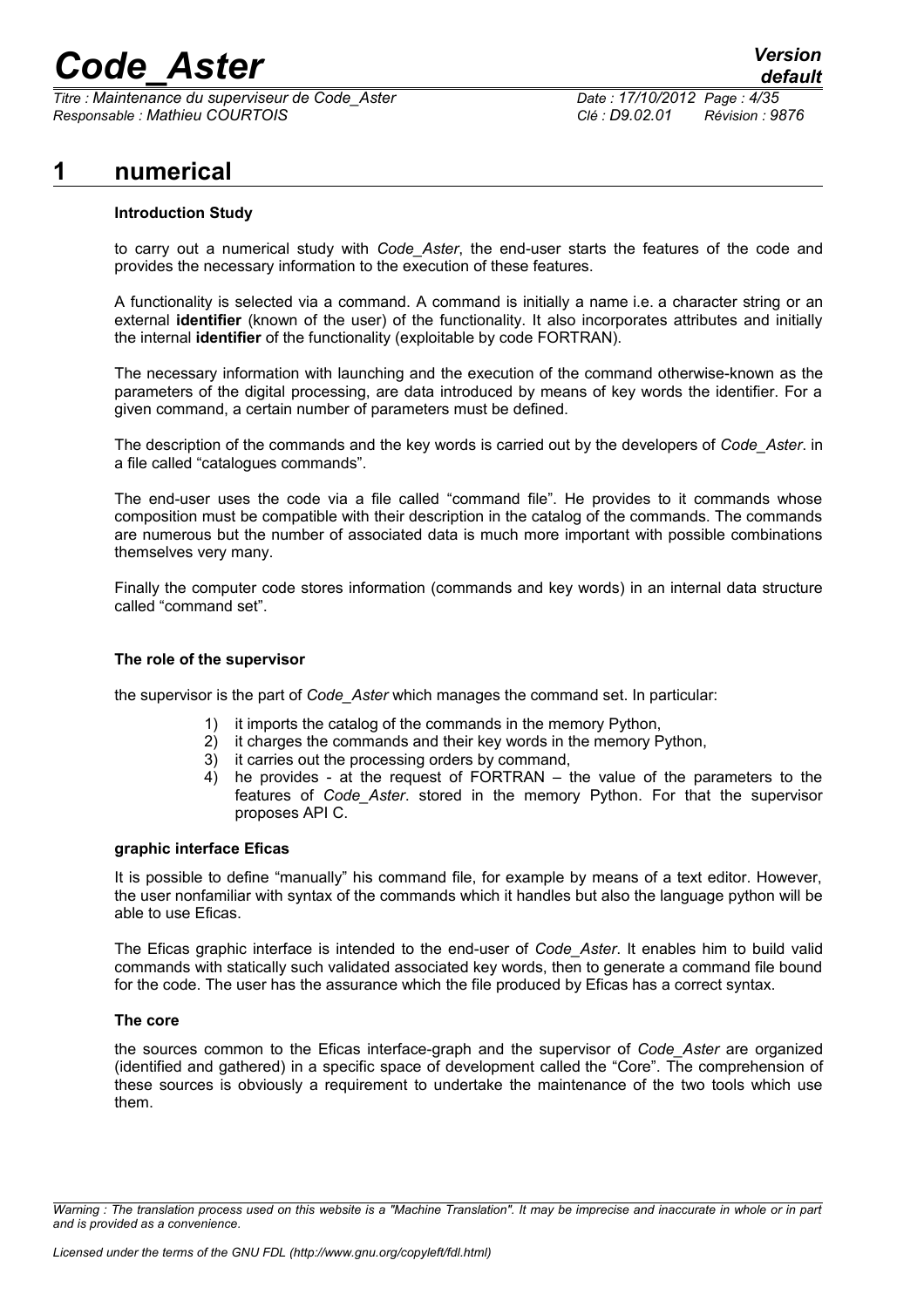# 1 numerical

**Introduction Study**

to carry out a numerical study with *Code_Aster*, the end-user starts the features of the code and provides the necessary information to the execution of these features.

A functionality is selected via a command. A command is initially a name i.e. a character string or an external **identifier** (known of the user) of the functionality. It also incorporates attributes and initially the internal **identifier** of the functionality (exploitable by code FORTRAN).

The necessary information with launching and the execution of the command otherwise-known as the parameters of the digital processing, are data introduced by means of key words the identifier. For a given command, a certain number of parameters must be defined.

The description of the commands and the key words is carried out by the developers of *Code_Aster*. in a file called "catalogues commands".

The end-user uses the code via a file called "command file". He provides to it commands whose composition must be compatible with their description in the catalog of the commands. The commands are numerous but the number of associated data is much more important with possible combinations themselves very many.

Finally the computer code stores information (commands and key words) in an internal data structure called "command set".

**The role of the supervisor**

the supervisor is the part of *Code_Aster* which manages the command set. In particular:

1) it imports the catalog of the commands in the memory Python,
2) it charges the commands and their key words in the memory Python,
3) it carries out the processing orders by command,
4) he provides - at the request of FORTRAN – the value of the parameters to the features of *Code_Aster*. stored in the memory Python. For that the supervisor proposes API C.

**graphic interface Eficas**

It is possible to define "manually" his command file, for example by means of a text editor. However, the user nonfamiliar with syntax of the commands which it handles but also the language python will be able to use Eficas.

The Eficas graphic interface is intended to the end-user of *Code_Aster*. It enables him to build valid commands with statically such validated associated key words, then to generate a command file bound for the code. The user has the assurance which the file produced by Eficas has a correct syntax.

**The core**

the sources common to the Eficas interface-graph and the supervisor of *Code_Aster* are organized (identified and gathered) in a specific space of development called the "Core". The comprehension of these sources is obviously a requirement to undertake the maintenance of the two tools which use them.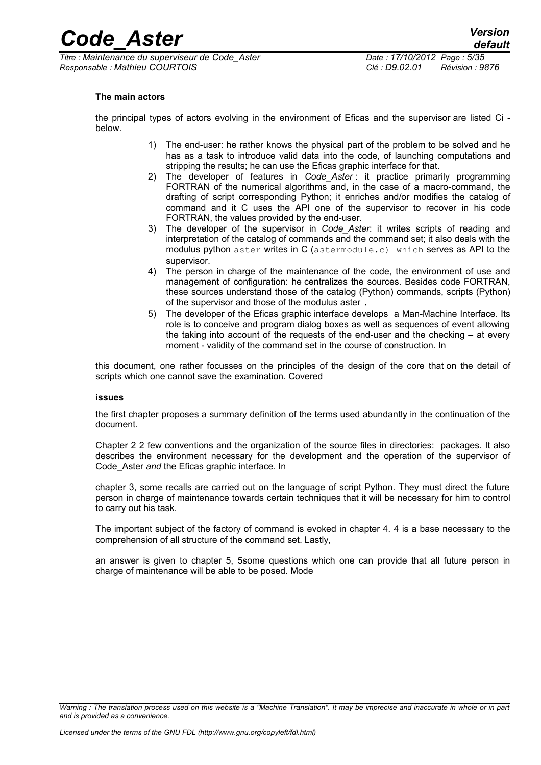**The main actors**

the principal types of actors evolving in the environment of Eficas and the supervisor are listed Ci - below.

1) The end-user: he rather knows the physical part of the problem to be solved and he has as a task to introduce valid data into the code, of launching computations and stripping the results; he can use the Eficas graphic interface for that.
2) The developer of features in *Code_Aster* : it practice primarily programming FORTRAN of the numerical algorithms and, in the case of a macro-command, the drafting of script corresponding Python; it enriches and/or modifies the catalog of command and it C uses the API one of the supervisor to recover in his code FORTRAN, the values provided by the end-user.
3) The developer of the supervisor in *Code_Aster*: it writes scripts of reading and interpretation of the catalog of commands and the command set; it also deals with the modulus python `aster` writes in C (`astermodule.c) which` serves as API to the supervisor.
4) The person in charge of the maintenance of the code, the environment of use and management of configuration: he centralizes the sources. Besides code FORTRAN, these sources understand those of the catalog (Python) commands, scripts (Python) of the supervisor and those of the modulus aster **.**
5) The developer of the Eficas graphic interface develops a Man-Machine Interface. Its role is to conceive and program dialog boxes as well as sequences of event allowing the taking into account of the requests of the end-user and the checking – at every moment - validity of the command set in the course of construction. In

this document, one rather focusses on the principles of the design of the core that on the detail of scripts which one cannot save the examination. Covered

**issues**

the first chapter proposes a summary definition of the terms used abundantly in the continuation of the document.

Chapter 2 2 few conventions and the organization of the source files in directories: packages. It also describes the environment necessary for the development and the operation of the supervisor of Code_Aster *and* the Eficas graphic interface. In

chapter 3, some recalls are carried out on the language of script Python. They must direct the future person in charge of maintenance towards certain techniques that it will be necessary for him to control to carry out his task.

The important subject of the factory of command is evoked in chapter 4. 4 is a base necessary to the comprehension of all structure of the command set. Lastly,

an answer is given to chapter 5, 5some questions which one can provide that all future person in charge of maintenance will be able to be posed. Mode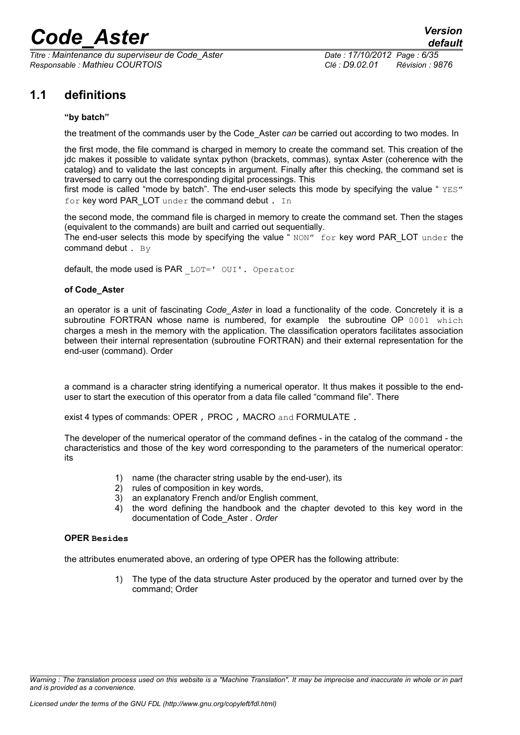## 1.1 definitions

**"by batch"**

the treatment of the commands user by the Code_Aster *can* be carried out according to two modes. In

the first mode, the file command is charged in memory to create the command set. This creation of the jdc makes it possible to validate syntax python (brackets, commas), syntax Aster (coherence with the catalog) and to validate the last concepts in argument. Finally after this checking, the command set is traversed to carry out the corresponding digital processings. This

first mode is called "mode by batch". The end-user selects this mode by specifying the value " `YES"` `for` key word PAR_LOT `under` the command debut `. In`

the second mode, the command file is charged in memory to create the command set. Then the stages (equivalent to the commands) are built and carried out sequentially.
The end-user selects this mode by specifying the value " `NON"` `for` key word PAR_LOT `under` the command debut `. By`

default, the mode used is PAR `_LOT=' OUI'. Operator`

**of Code_Aster**

an operator is a unit of fascinating *Code_Aster* in load a functionality of the code. Concretely it is a subroutine FORTRAN whose name is numbered, for example the subroutine OP `0001 which` charges a mesh in the memory with the application. The classification operators facilitates association between their internal representation (subroutine FORTRAN) and their external representation for the end-user (command). Order

a command is a character string identifying a numerical operator. It thus makes it possible to the end-user to start the execution of this operator from a data file called "command file". There

exist 4 types of commands: OPER , PROC , MACRO `and` FORMULATE .

The developer of the numerical operator of the command defines - in the catalog of the command - the characteristics and those of the key word corresponding to the parameters of the numerical operator: its

1) name (the character string usable by the end-user), its
2) rules of composition in key words,
3) an explanatory French and/or English comment,
4) the word defining the handbook and the chapter devoted to this key word in the documentation of Code_Aster . *Order*

**OPER `Besides`**

the attributes enumerated above, an ordering of type OPER has the following attribute:

1) The type of the data structure Aster produced by the operator and turned over by the command; Order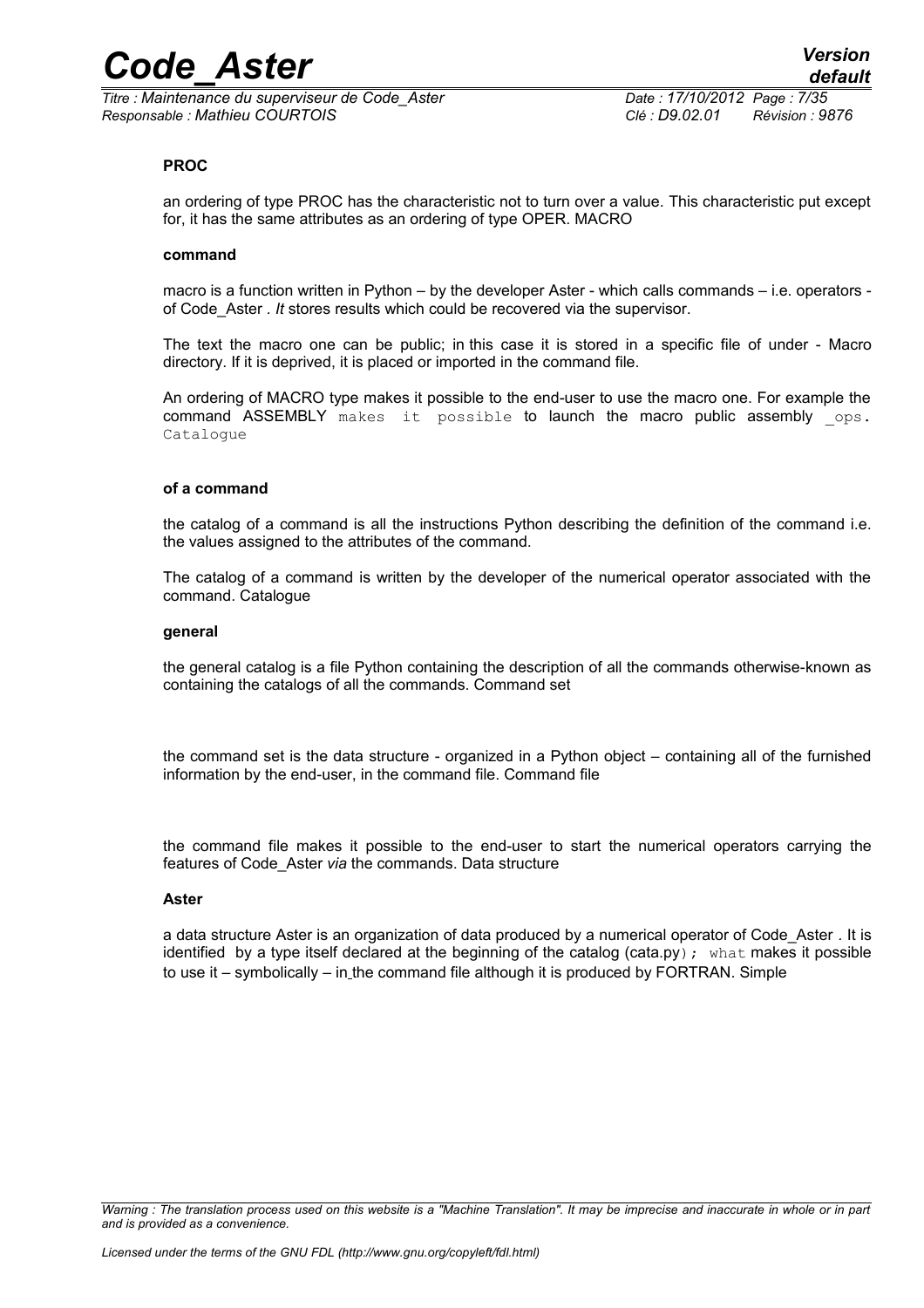**PROC**

an ordering of type PROC has the characteristic not to turn over a value. This characteristic put except for, it has the same attributes as an ordering of type OPER. MACRO

**command**

macro is a function written in Python – by the developer Aster - which calls commands – i.e. operators - of Code_Aster . *It* stores results which could be recovered via the supervisor.

The text the macro one can be public; in this case it is stored in a specific file of under - Macro directory. If it is deprived, it is placed or imported in the command file.

An ordering of MACRO type makes it possible to the end-user to use the macro one. For example the command ASSEMBLY `makes it possible` to launch the macro public assembly `_ops. Catalogue`

**of a command**

the catalog of a command is all the instructions Python describing the definition of the command i.e. the values assigned to the attributes of the command.

The catalog of a command is written by the developer of the numerical operator associated with the command. Catalogue

**general**

the general catalog is a file Python containing the description of all the commands otherwise-known as containing the catalogs of all the commands. Command set

the command set is the data structure - organized in a Python object – containing all of the furnished information by the end-user, in the command file. Command file

the command file makes it possible to the end-user to start the numerical operators carrying the features of Code_Aster *via* the commands. Data structure

**Aster**

a data structure Aster is an organization of data produced by a numerical operator of Code_Aster . It is identified by a type itself declared at the beginning of the catalog (cata.py`); what` makes it possible to use it – symbolically – in the command file although it is produced by FORTRAN. Simple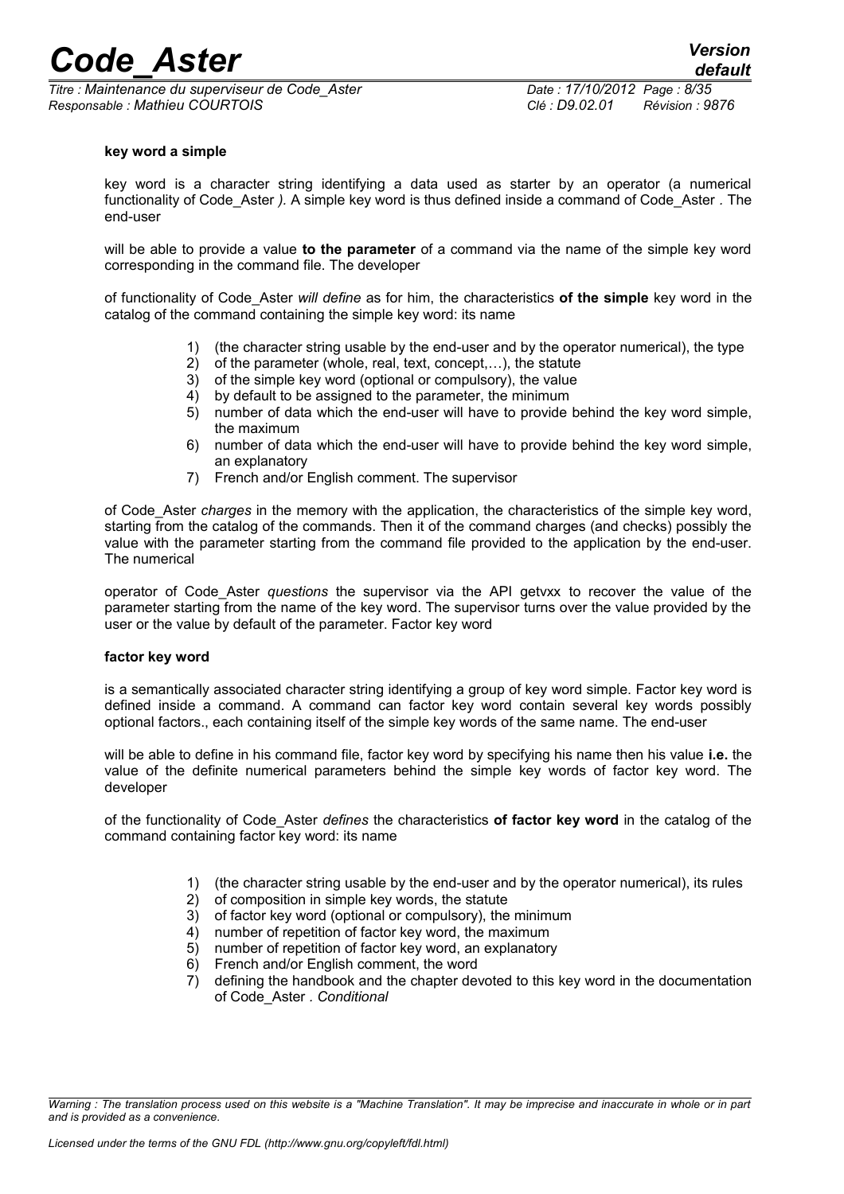**key word a simple**

key word is a character string identifying a data used as starter by an operator (a numerical functionality of Code_Aster *).* A simple key word is thus defined inside a command of Code_Aster *.* The end-user

will be able to provide a value **to the parameter** of a command via the name of the simple key word corresponding in the command file. The developer

of functionality of Code_Aster *will define* as for him, the characteristics **of the simple** key word in the catalog of the command containing the simple key word: its name

1) (the character string usable by the end-user and by the operator numerical), the type
2) of the parameter (whole, real, text, concept,…), the statute
3) of the simple key word (optional or compulsory), the value
4) by default to be assigned to the parameter, the minimum
5) number of data which the end-user will have to provide behind the key word simple, the maximum
6) number of data which the end-user will have to provide behind the key word simple, an explanatory
7) French and/or English comment. The supervisor

of Code_Aster *charges* in the memory with the application, the characteristics of the simple key word, starting from the catalog of the commands. Then it of the command charges (and checks) possibly the value with the parameter starting from the command file provided to the application by the end-user. The numerical

operator of Code_Aster *questions* the supervisor via the API getvxx to recover the value of the parameter starting from the name of the key word. The supervisor turns over the value provided by the user or the value by default of the parameter. Factor key word

**factor key word**

is a semantically associated character string identifying a group of key word simple. Factor key word is defined inside a command. A command can factor key word contain several key words possibly optional factors., each containing itself of the simple key words of the same name. The end-user

will be able to define in his command file, factor key word by specifying his name then his value **i.e.** the value of the definite numerical parameters behind the simple key words of factor key word. The developer

of the functionality of Code_Aster *defines* the characteristics **of factor key word** in the catalog of the command containing factor key word: its name

1) (the character string usable by the end-user and by the operator numerical), its rules
2) of composition in simple key words, the statute
3) of factor key word (optional or compulsory), the minimum
4) number of repetition of factor key word, the maximum
5) number of repetition of factor key word, an explanatory
6) French and/or English comment, the word
7) defining the handbook and the chapter devoted to this key word in the documentation of Code_Aster *. Conditional*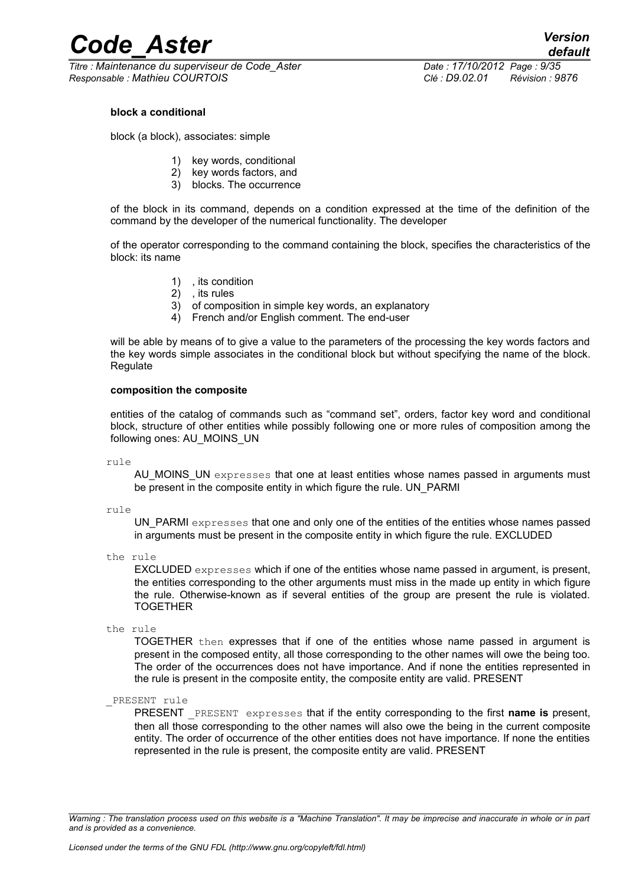**block a conditional**

block (a block), associates: simple

1) key words, conditional
2) key words factors, and
3) blocks. The occurrence

of the block in its command, depends on a condition expressed at the time of the definition of the command by the developer of the numerical functionality. The developer

of the operator corresponding to the command containing the block, specifies the characteristics of the block: its name

1) , its condition
2) , its rules
3) of composition in simple key words, an explanatory
4) French and/or English comment. The end-user

will be able by means of to give a value to the parameters of the processing the key words factors and the key words simple associates in the conditional block but without specifying the name of the block. Regulate

**composition the composite**

entities of the catalog of commands such as "command set", orders, factor key word and conditional block, structure of other entities while possibly following one or more rules of composition among the following ones: AU_MOINS_UN

`rule`

AU_MOINS_UN `expresses` that one at least entities whose names passed in arguments must be present in the composite entity in which figure the rule. UN_PARMI

`rule`

UN_PARMI `expresses` that one and only one of the entities of the entities whose names passed in arguments must be present in the composite entity in which figure the rule. EXCLUDED

`the rule`

EXCLUDED `expresses` which if one of the entities whose name passed in argument, is present, the entities corresponding to the other arguments must miss in the made up entity in which figure the rule. Otherwise-known as if several entities of the group are present the rule is violated. TOGETHER

`the rule`

TOGETHER `then` expresses that if one of the entities whose name passed in argument is present in the composed entity, all those corresponding to the other names will owe the being too. The order of the occurrences does not have importance. And if none the entities represented in the rule is present in the composite entity, the composite entity are valid. PRESENT

`_PRESENT rule`

PRESENT `_PRESENT expresses` that if the entity corresponding to the first **name is** present, then all those corresponding to the other names will also owe the being in the current composite entity. The order of occurrence of the other entities does not have importance. If none the entities represented in the rule is present, the composite entity are valid. PRESENT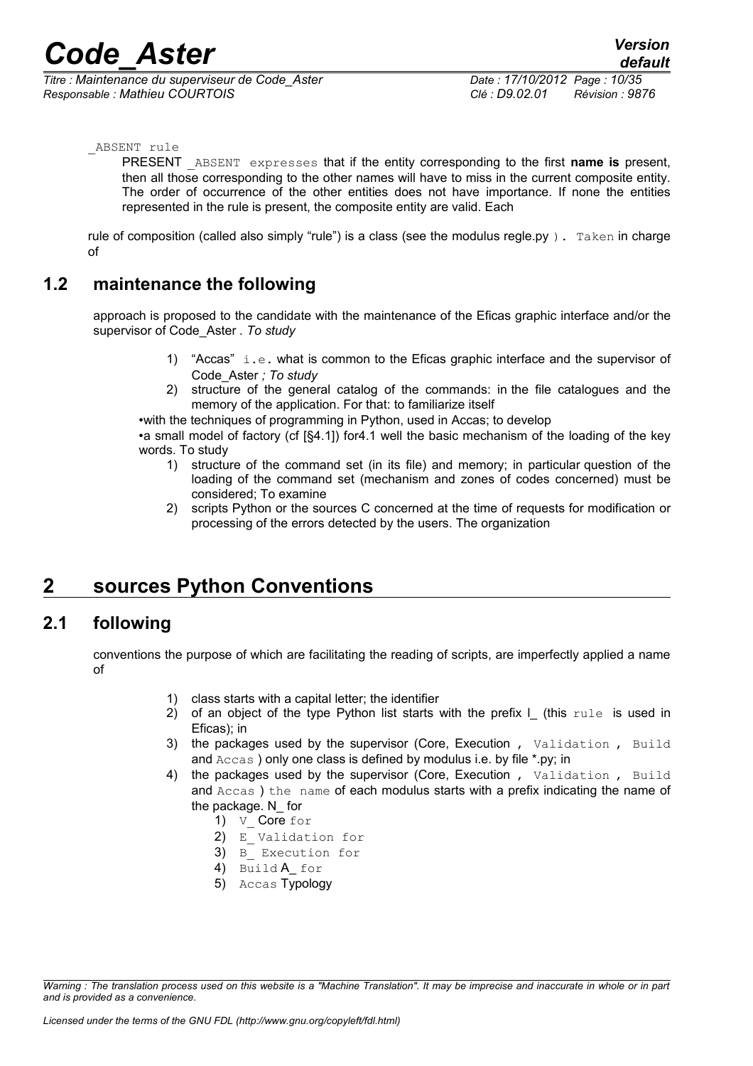_ABSENT rule

PRESENT _ABSENT expresses that if the entity corresponding to the first **name is** present, then all those corresponding to the other names will have to miss in the current composite entity. The order of occurrence of the other entities does not have importance. If none the entities represented in the rule is present, the composite entity are valid. Each

rule of composition (called also simply "rule") is a class (see the modulus regle.py ). Taken in charge of

## 1.2 maintenance the following

approach is proposed to the candidate with the maintenance of the Eficas graphic interface and/or the supervisor of Code_Aster . *To study*

1) "Accas" i.e. what is common to the Eficas graphic interface and the supervisor of Code_Aster *; To study*
2) structure of the general catalog of the commands: in the file catalogues and the memory of the application. For that: to familiarize itself

•with the techniques of programming in Python, used in Accas; to develop

•a small model of factory (cf [§4.1]) for4.1 well the basic mechanism of the loading of the key words. To study

1) structure of the command set (in its file) and memory; in particular question of the loading of the command set (mechanism and zones of codes concerned) must be considered; To examine
2) scripts Python or the sources C concerned at the time of requests for modification or processing of the errors detected by the users. The organization

# 2 sources Python Conventions

## 2.1 following

conventions the purpose of which are facilitating the reading of scripts, are imperfectly applied a name of

1) class starts with a capital letter; the identifier
2) of an object of the type Python list starts with the prefix l_ (this rule is used in Eficas); in
3) the packages used by the supervisor (Core, Execution , Validation , Build and Accas ) only one class is defined by modulus i.e. by file *.py; in
4) the packages used by the supervisor (Core, Execution , Validation , Build and Accas ) the name of each modulus starts with a prefix indicating the name of the package. N_ for
    1) V_ Core for
    2) E_ Validation for
    3) B_ Execution for
    4) Build A_ for
    5) Accas Typology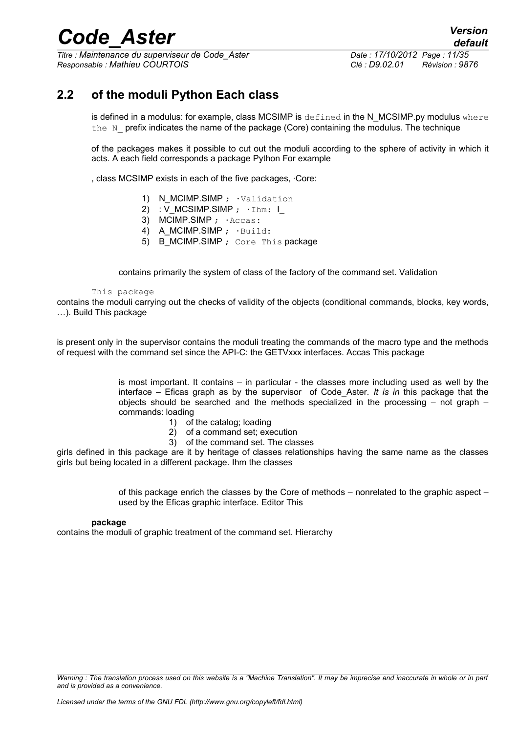## 2.2 of the moduli Python Each class

is defined in a modulus: for example, class MCSIMP is defined in the N_MCSIMP.py modulus where the N_ prefix indicates the name of the package (Core) containing the modulus. The technique

of the packages makes it possible to cut out the moduli according to the sphere of activity in which it acts. A each field corresponds a package Python For example

, class MCSIMP exists in each of the five packages, ·Core:

1) N_MCIMP.SIMP ; ·Validation
2) : V_MCSIMP.SIMP ; ·Ihm: I_
3) MCIMP.SIMP ; ·Accas:
4) A_MCIMP.SIMP ; ·Build:
5) B_MCIMP.SIMP ; Core This package

contains primarily the system of class of the factory of the command set. Validation

This package
contains the moduli carrying out the checks of validity of the objects (conditional commands, blocks, key words, …). Build This package

is present only in the supervisor contains the moduli treating the commands of the macro type and the methods of request with the command set since the API-C: the GETVxxx interfaces. Accas This package

is most important. It contains – in particular - the classes more including used as well by the interface – Eficas graph as by the supervisor of Code_Aster. *It is in* this package that the objects should be searched and the methods specialized in the processing – not graph – commands: loading

1) of the catalog; loading
2) of a command set; execution
3) of the command set. The classes

girls defined in this package are it by heritage of classes relationships having the same name as the classes girls but being located in a different package. Ihm the classes

of this package enrich the classes by the Core of methods – nonrelated to the graphic aspect – used by the Eficas graphic interface. Editor This

**package**
contains the moduli of graphic treatment of the command set. Hierarchy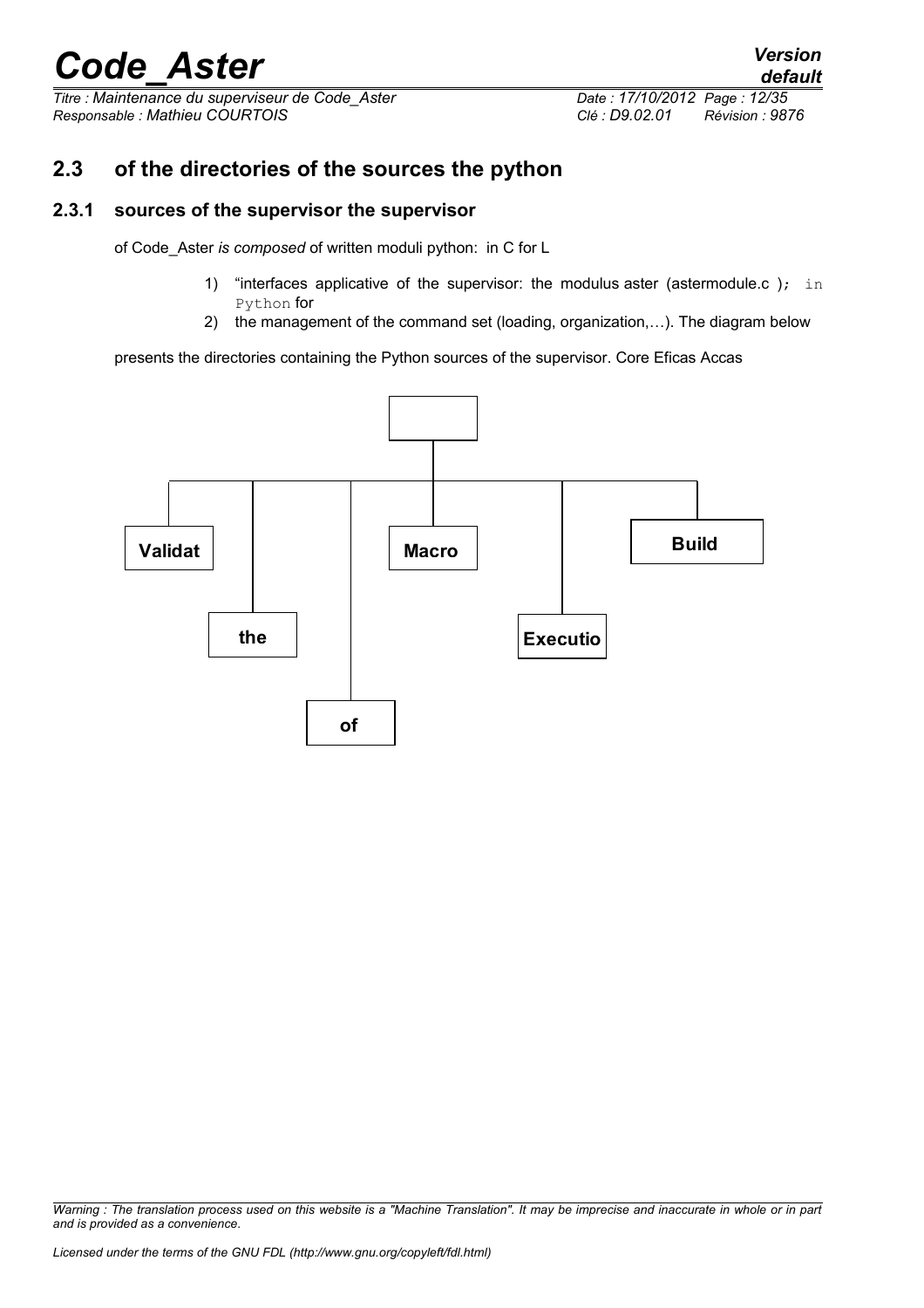## 2.3 of the directories of the sources the python

### 2.3.1 sources of the supervisor the supervisor

of Code_Aster *is composed* of written moduli python: in C for L

1) "interfaces applicative of the supervisor: the modulus aster (astermodule.c ); in Python for
2) the management of the command set (loading, organization,…). The diagram below

presents the directories containing the Python sources of the supervisor. Core Eficas Accas

Validat

the

of

Macro

Executio

Build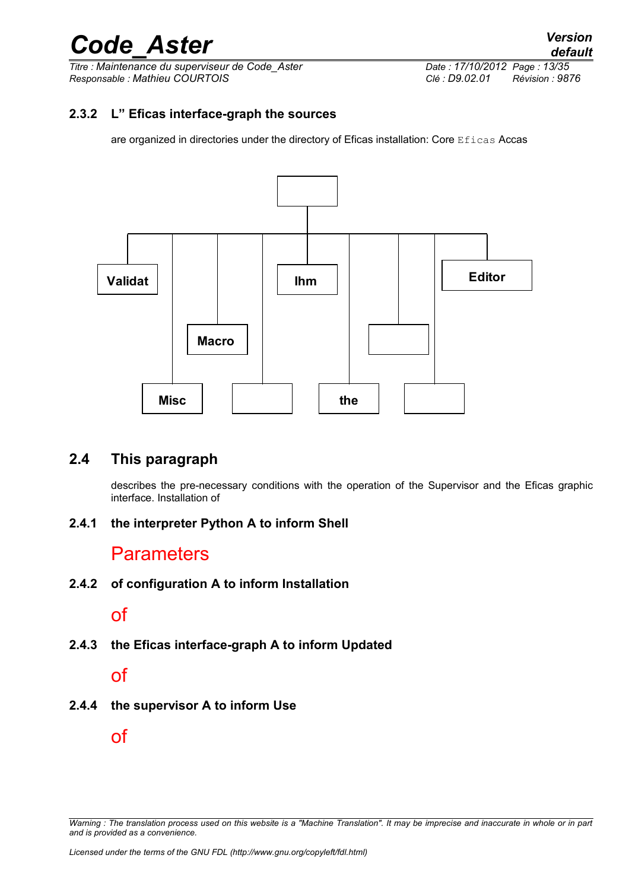### 2.3.2 L" Eficas interface-graph the sources

are organized in directories under the directory of Eficas installation: Core `Eficas` Accas

Validat

Ihm

Editor

Macro

Misc

the

## 2.4 This paragraph

describes the pre-necessary conditions with the operation of the Supervisor and the Eficas graphic interface. Installation of

### 2.4.1 the interpreter Python A to inform Shell

Parameters

### 2.4.2 of configuration A to inform Installation

of

### 2.4.3 the Eficas interface-graph A to inform Updated

of

### 2.4.4 the supervisor A to inform Use

of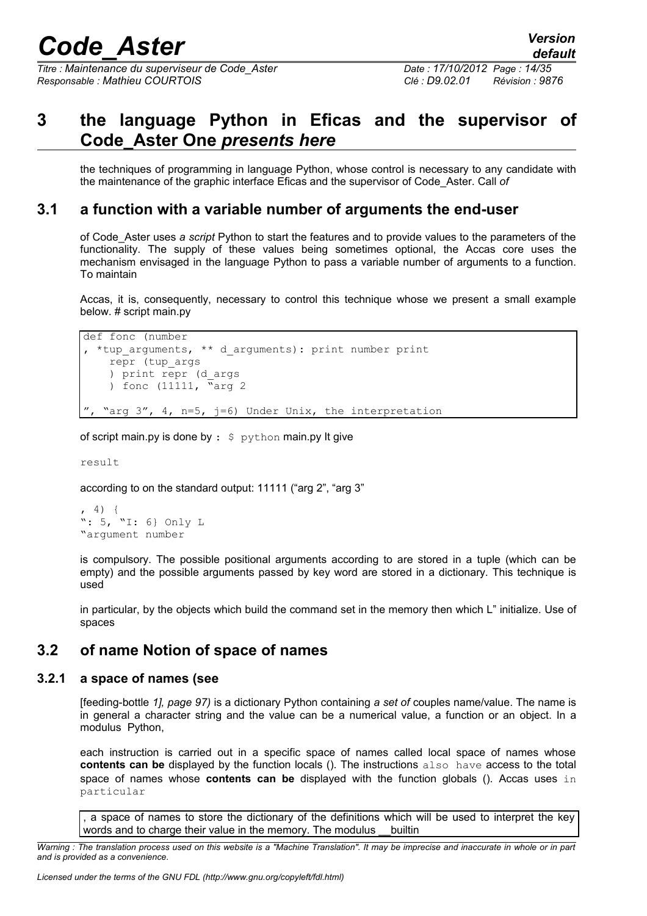# 3 the language Python in Eficas and the supervisor of Code_Aster One *presents here*

the techniques of programming in language Python, whose control is necessary to any candidate with the maintenance of the graphic interface Eficas and the supervisor of Code_Aster. Call *of*

## 3.1 a function with a variable number of arguments the end-user

of Code_Aster uses *a script* Python to start the features and to provide values to the parameters of the functionality. The supply of these values being sometimes optional, the Accas core uses the mechanism envisaged in the language Python to pass a variable number of arguments to a function. To maintain

Accas, it is, consequently, necessary to control this technique whose we present a small example below. # script main.py

```
def fonc (number
, *tup_arguments, ** d_arguments): print number print
    repr (tup_args
    ) print repr (d_args
    ) fonc (11111, "arg 2

", "arg 3", 4, n=5, j=6) Under Unix, the interpretation
```

of script main.py is done by : `$ python` main.py It give

```
result
```

according to on the standard output: 11111 ("arg 2", "arg 3"

```
, 4) {
": 5, "I: 6} Only L
"argument number
```

is compulsory. The possible positional arguments according to are stored in a tuple (which can be empty) and the possible arguments passed by key word are stored in a dictionary. This technique is used

in particular, by the objects which build the command set in the memory then which L" initialize. Use of spaces

## 3.2 of name Notion of space of names

### 3.2.1 a space of names (see

[feeding-bottle *1], page 97)* is a dictionary Python containing *a set of* couples name/value. The name is in general a character string and the value can be a numerical value, a function or an object. In a modulus Python,

each instruction is carried out in a specific space of names called local space of names whose **contents can be** displayed by the function locals (). The instructions `also have` access to the total space of names whose **contents can be** displayed with the function globals (). Accas uses `in particular`

, a space of names to store the dictionary of the definitions which will be used to interpret the key words and to charge their value in the memory. The modulus __builtin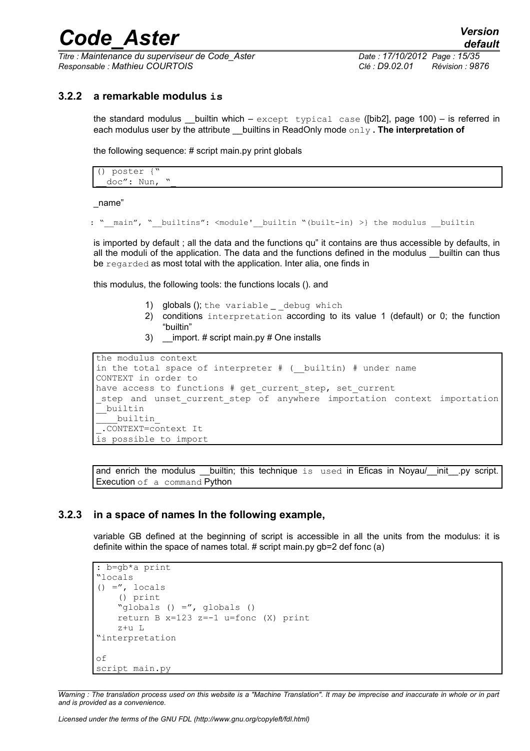### 3.2.2 a remarkable modulus **is**

the standard modulus __builtin which – except typical case ([bib2], page 100) – is referred in each modulus user by the attribute __builtins in ReadOnly mode only**. The interpretation of**

the following sequence: # script main.py print globals

```
() poster {"
__doc": Nun, "_
```

_name"

```
: "__main", "__builtins": <module'__builtin "(built-in) >} the modulus __builtin
```

is imported by default ; all the data and the functions qu" it contains are thus accessible by defaults, in all the moduli of the application. The data and the functions defined in the modulus __builtin can thus be regarded as most total with the application. Inter alia, one finds in

this modulus, the following tools: the functions locals (). and

1) globals (); the variable _ _debug which
2) conditions interpretation according to its value 1 (default) or 0; the function "builtin"
3) __import. # script main.py # One installs

```
the modulus context
in the total space of interpreter # (__builtin) # under name
CONTEXT in order to
have access to functions # get_current_step, set_current
_step and unset_current_step of anywhere importation context importation
__builtin
____builtin_
_.CONTEXT=context It
is possible to import
```

and enrich the modulus __builtin; this technique is used in Eficas in Noyau/__init__.py script. Execution of a command Python

### 3.2.3 in a space of names In the following example,

variable GB defined at the beginning of script is accessible in all the units from the modulus: it is definite within the space of names total. # script main.py gb=2 def fonc (a)

```
: b=gb*a print
"locals
() =", locals
    () print
    "globals () =", globals ()
    return B x=123 z=-1 u=fonc (X) print
    z+u L
"interpretation

of
script main.py
```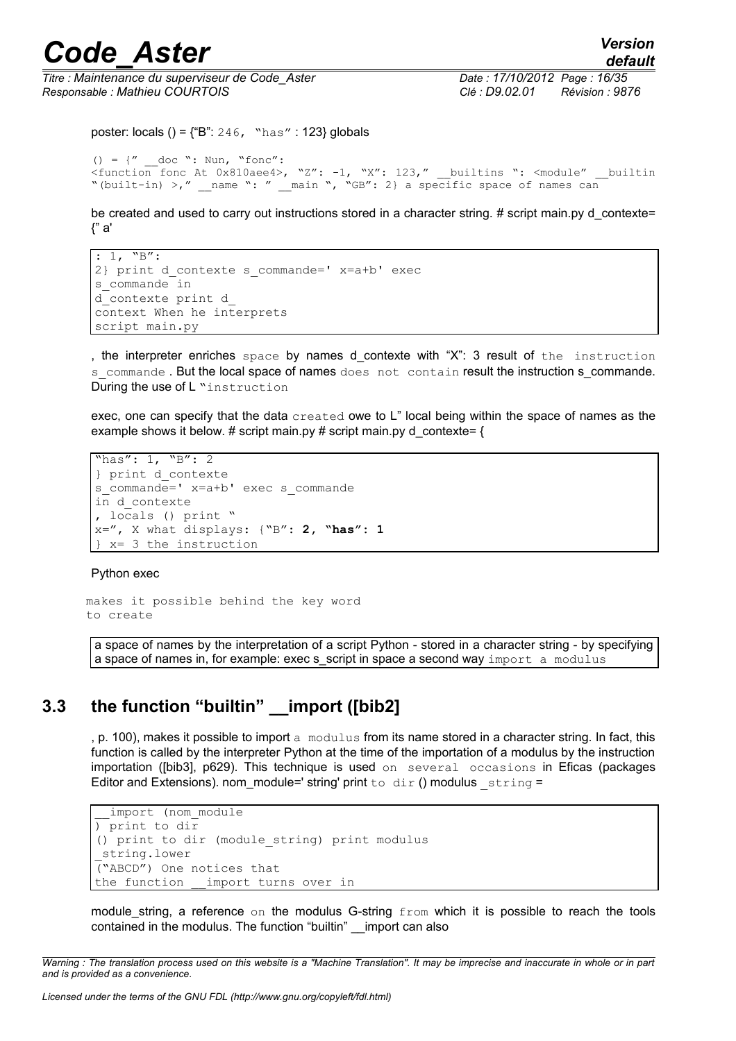poster: locals () = {"B": 246, "has" : 123} globals

```
() = {" __doc ": Nun, "fonc":
<function fonc At 0x810aee4>, "Z": -1, "X": 123," __builtins ": <module" __builtin
"(built-in) >," __name ": " __main ", "GB": 2} a specific space of names can
```

be created and used to carry out instructions stored in a character string. # script main.py d_contexte= {" a'

```
: 1, "B":
2} print d_contexte s_commande=' x=a+b' exec
s_commande in
d_contexte print d_
context When he interprets
script main.py
```

, the interpreter enriches space by names d_contexte with "X": 3 result of the instruction s_commande . But the local space of names does not contain result the instruction s_commande. During the use of L "instruction

exec, one can specify that the data created owe to L" local being within the space of names as the example shows it below. # script main.py # script main.py d_contexte= {

```
"has": 1, "B": 2
} print d_contexte
s_commande=' x=a+b' exec s_commande
in d_contexte
, locals () print "
x=", X what displays: {"B": 2, "has": 1
} x= 3 the instruction
```

Python exec

```
makes it possible behind the key word
to create
```

a space of names by the interpretation of a script Python - stored in a character string - by specifying a space of names in, for example: exec s_script in space a second way import a modulus

## 3.3 the function "builtin" __import ([bib2]

, p. 100), makes it possible to import a modulus from its name stored in a character string. In fact, this function is called by the interpreter Python at the time of the importation of a modulus by the instruction importation ([bib3], p629). This technique is used on several occasions in Eficas (packages Editor and Extensions). nom_module=' string' print to dir () modulus _string =

```
__import (nom_module
) print to dir
() print to dir (module_string) print modulus
_string.lower
("ABCD") One notices that
the function __import turns over in
```

module_string, a reference on the modulus G-string from which it is possible to reach the tools contained in the modulus. The function "builtin" __import can also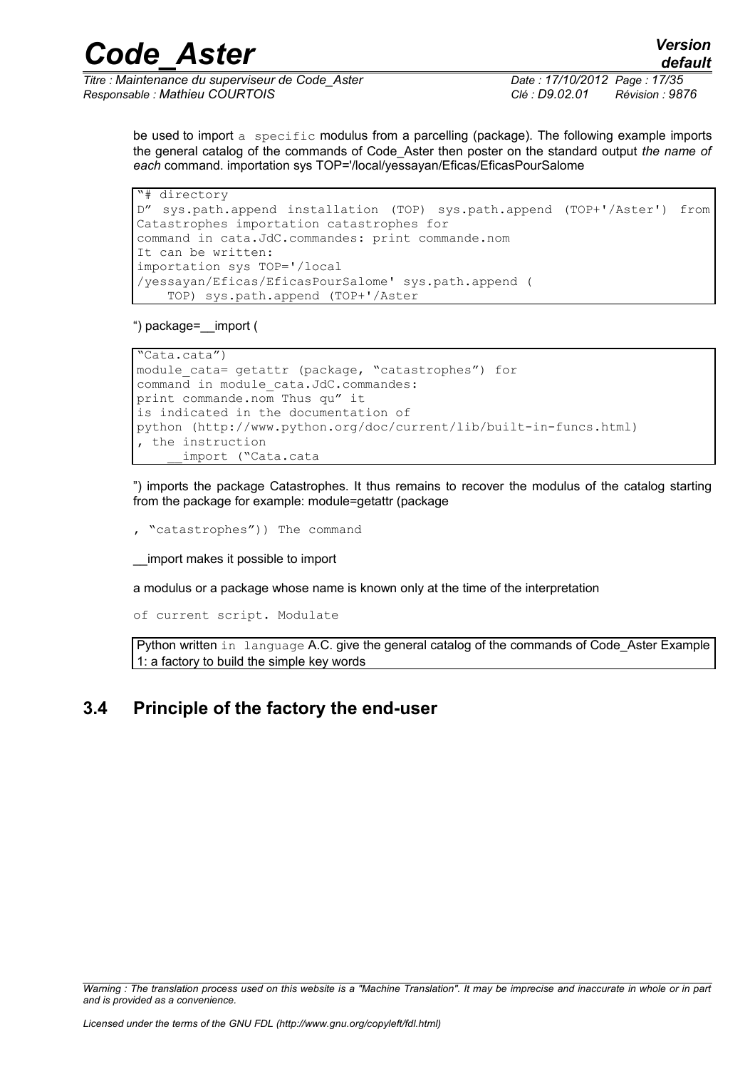be used to import a specific modulus from a parcelling (package). The following example imports the general catalog of the commands of Code_Aster then poster on the standard output *the name of each* command. importation sys TOP='/local/yessayan/Eficas/EficasPourSalome

```
"# directory
D" sys.path.append installation (TOP) sys.path.append (TOP+'/Aster') from
Catastrophes importation catastrophes for
command in cata.JdC.commandes: print commande.nom
It can be written:
importation sys TOP='/local
/yessayan/Eficas/EficasPourSalome' sys.path.append (
    TOP) sys.path.append (TOP+'/Aster
```

") package=__import (

```
"Cata.cata")
module_cata= getattr (package, "catastrophes") for
command in module_cata.JdC.commandes:
print commande.nom Thus qu" it
is indicated in the documentation of
python (http://www.python.org/doc/current/lib/built-in-funcs.html)
, the instruction
    __import ("Cata.cata
```

") imports the package Catastrophes. It thus remains to recover the modulus of the catalog starting from the package for example: module=getattr (package

```
, "catastrophes")) The command
```

__import makes it possible to import

a modulus or a package whose name is known only at the time of the interpretation

```
of current script. Modulate
```

Python written in language A.C. give the general catalog of the commands of Code_Aster Example 1: a factory to build the simple key words

## 3.4 Principle of the factory the end-user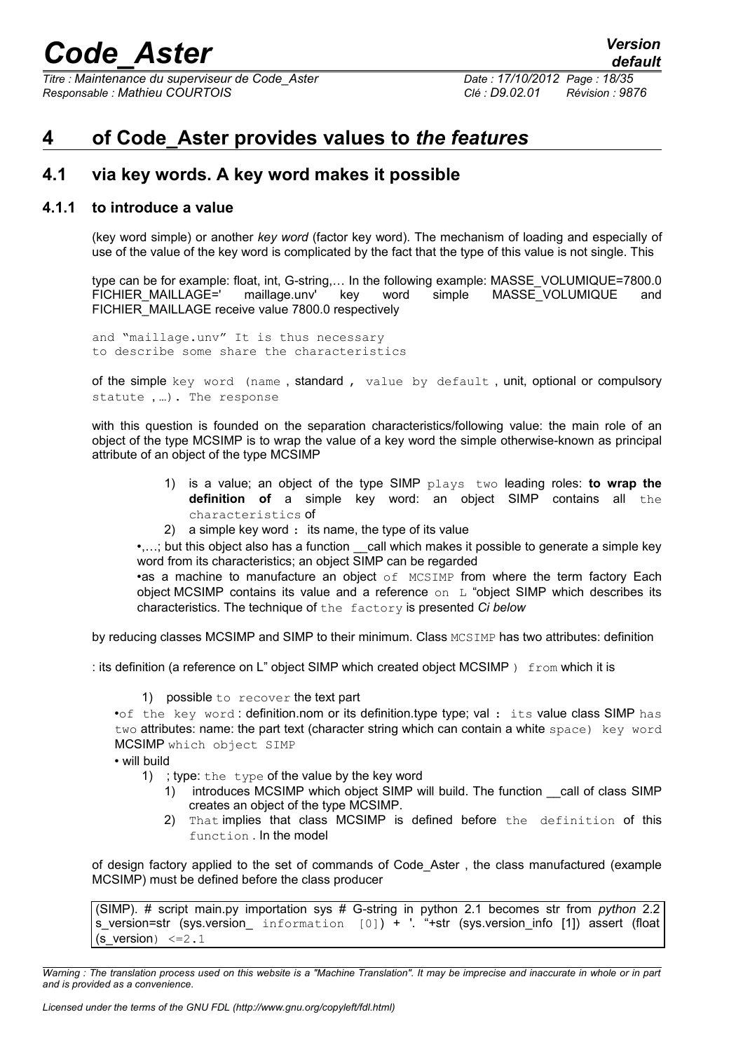# 4 of Code_Aster provides values to *the features*

## 4.1 via key words. A key word makes it possible

### 4.1.1 to introduce a value

(key word simple) or another *key word* (factor key word). The mechanism of loading and especially of use of the value of the key word is complicated by the fact that the type of this value is not single. This

type can be for example: float, int, G-string,… In the following example: MASSE_VOLUMIQUE=7800.0 FICHIER_MAILLAGE=' maillage.unv' key word simple MASSE_VOLUMIQUE and FICHIER_MAILLAGE receive value 7800.0 respectively

and "maillage.unv" It is thus necessary to describe some share the characteristics

of the simple key word (name , standard , value by default , unit, optional or compulsory statute ,…). The response

with this question is founded on the separation characteristics/following value: the main role of an object of the type MCSIMP is to wrap the value of a key word the simple otherwise-known as principal attribute of an object of the type MCSIMP

1) is a value; an object of the type SIMP plays two leading roles: **to wrap the definition of** a simple key word: an object SIMP contains all the characteristics of
2) a simple key word : its name, the type of its value

•,…; but this object also has a function __call which makes it possible to generate a simple key word from its characteristics; an object SIMP can be regarded

•as a machine to manufacture an object of MCSIMP from where the term factory Each object MCSIMP contains its value and a reference on L "object SIMP which describes its characteristics. The technique of the factory is presented *Ci below*

by reducing classes MCSIMP and SIMP to their minimum. Class MCSIMP has two attributes: definition

: its definition (a reference on L" object SIMP which created object MCSIMP ) from which it is

1) possible to recover the text part

•of the key word : definition.nom or its definition.type type; val : its value class SIMP has two attributes: name: the part text (character string which can contain a white space) key word MCSIMP which object SIMP

• will build

1) ; type: the type of the value by the key word
    1) introduces MCSIMP which object SIMP will build. The function __call of class SIMP creates an object of the type MCSIMP.
    2) That implies that class MCSIMP is defined before the definition of this function . In the model

of design factory applied to the set of commands of Code_Aster , the class manufactured (example MCSIMP) must be defined before the class producer

```
(SIMP). # script main.py importation sys # G-string in python 2.1 becomes str from python 2.2
s_version=str (sys.version_ information [0]) + '. "+str (sys.version_info [1]) assert (float
(s_version) <=2.1
```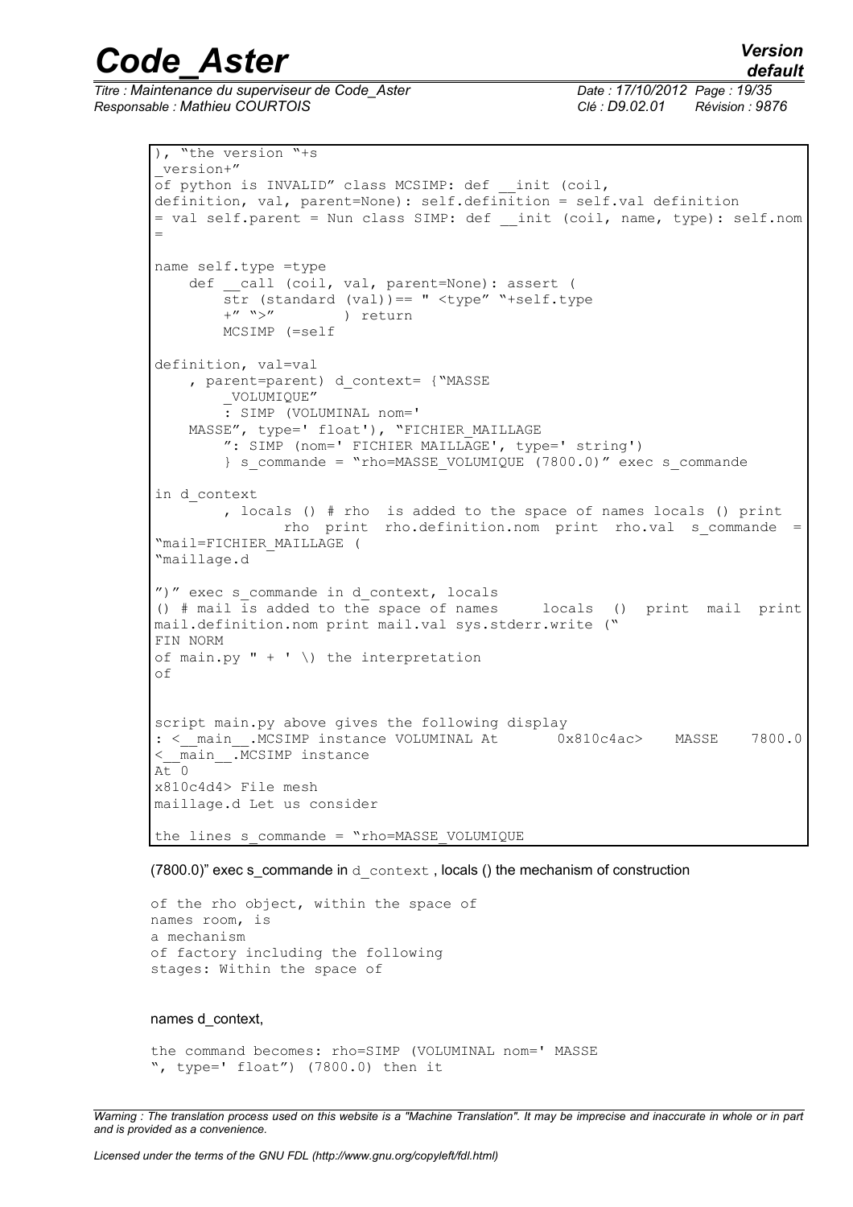```
), "the version "+s
_version+"
of python is INVALID" class MCSIMP: def __init (coil,
definition, val, parent=None): self.definition = self.val definition
= val self.parent = Nun class SIMP: def __init (coil, name, type): self.nom
=

name self.type =type
    def __call (coil, val, parent=None): assert (
        str (standard (val))== " <type" "+self.type
        +" ">"        ) return
        MCSIMP (=self

definition, val=val
    , parent=parent) d_context= {"MASSE
        _VOLUMIQUE"
        : SIMP (VOLUMINAL nom='
    MASSE", type=' float'), "FICHIER_MAILLAGE
        ": SIMP (nom=' FICHIER MAILLAGE', type=' string')
        } s_commande = "rho=MASSE_VOLUMIQUE (7800.0)" exec s_commande

in d_context
        , locals () # rho  is added to the space of names locals () print
              rho  print  rho.definition.nom  print  rho.val  s_commande  =
"mail=FICHIER_MAILLAGE (
"maillage.d

")" exec s_commande in d_context, locals
() # mail is added to the space of names     locals  ()  print  mail  print
mail.definition.nom print mail.val sys.stderr.write ("
FIN NORM
of main.py " + ' \) the interpretation
of


script main.py above gives the following display
: <__main__.MCSIMP instance VOLUMINAL At       0x810c4ac>    MASSE    7800.0
<__main__.MCSIMP instance
At 0
x810c4d4> File mesh
maillage.d Let us consider

the lines s_commande = "rho=MASSE_VOLUMIQUE
```

(7800.0)" exec s_commande in `d_context`, locals () the mechanism of construction

```
of the rho object, within the space of
names room, is
a mechanism
of factory including the following
stages: Within the space of
```

names d_context,

```
the command becomes: rho=SIMP (VOLUMINAL nom=' MASSE
", type=' float") (7800.0) then it
```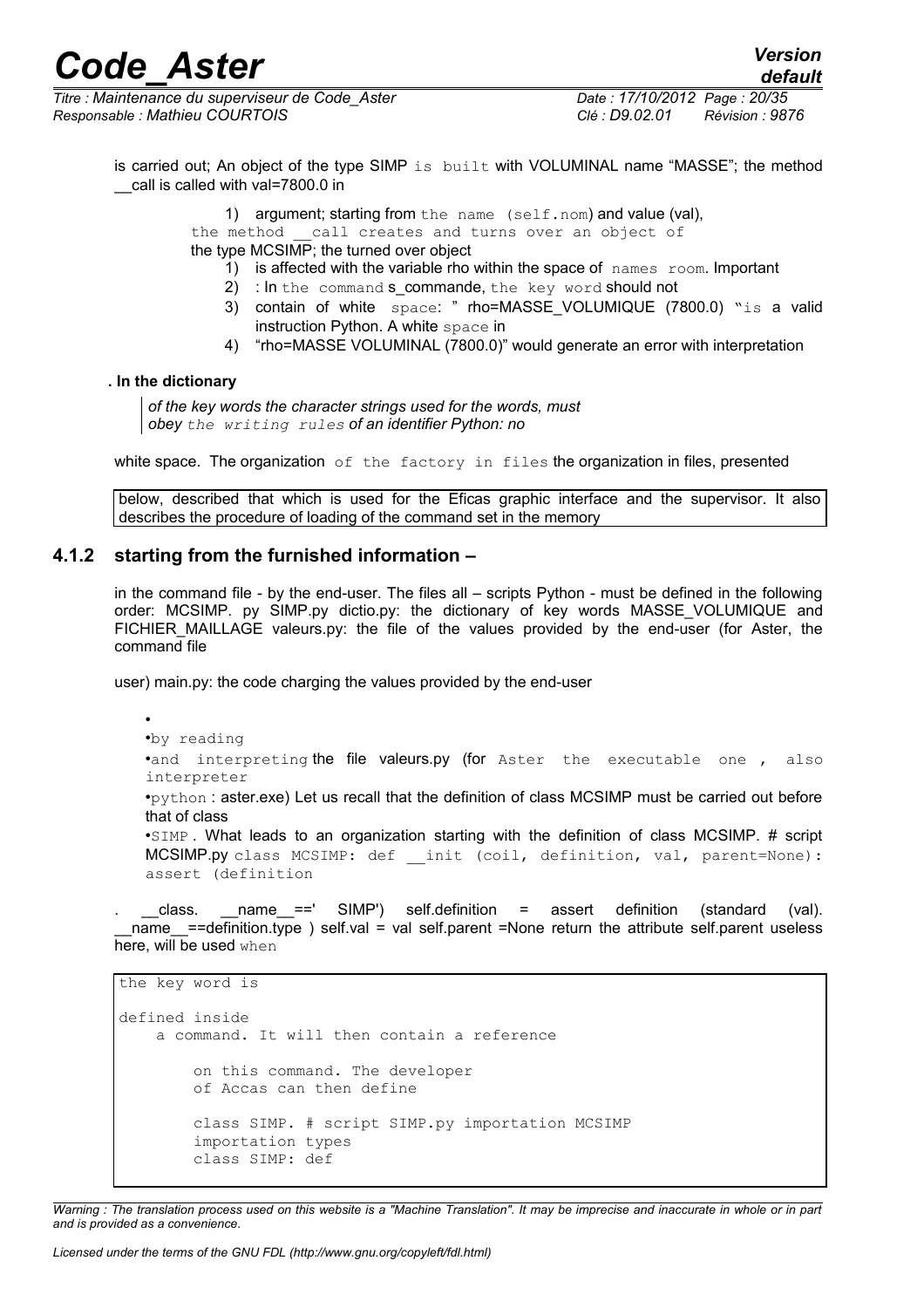is carried out; An object of the type SIMP is built with VOLUMINAL name "MASSE"; the method __call is called with val=7800.0 in

1) argument; starting from the name (self.nom) and value (val), the method __call creates and turns over an object of the type MCSIMP; the turned over object

1) is affected with the variable rho within the space of names room. Important
2) : In the command s_commande, the key word should not
3) contain of white space: " rho=MASSE_VOLUMIQUE (7800.0) "is a valid instruction Python. A white space in
4) "rho=MASSE VOLUMINAL (7800.0)" would generate an error with interpretation

**. In the dictionary**

> *of the key words the character strings used for the words, must obey the writing rules of an identifier Python: no*

white space. The organization of the factory in files the organization in files, presented

below, described that which is used for the Eficas graphic interface and the supervisor. It also describes the procedure of loading of the command set in the memory

### 4.1.2 starting from the furnished information –

in the command file - by the end-user. The files all – scripts Python - must be defined in the following order: MCSIMP. py SIMP.py dictio.py: the dictionary of key words MASSE_VOLUMIQUE and FICHIER_MAILLAGE valeurs.py: the file of the values provided by the end-user (for Aster, the command file

user) main.py: the code charging the values provided by the end-user

- 
- by reading
- and interpreting the file valeurs.py (for Aster the executable one , also interpreter
- python : aster.exe) Let us recall that the definition of class MCSIMP must be carried out before that of class
- SIMP . What leads to an organization starting with the definition of class MCSIMP. # script MCSIMP.py class MCSIMP: def __init (coil, definition, val, parent=None): assert (definition

. __class. __name__==' SIMP') self.definition = assert definition (standard (val). __name__==definition.type ) self.val = val self.parent =None return the attribute self.parent useless here, will be used when

```
the key word is

defined inside
    a command. It will then contain a reference

        on this command. The developer
        of Accas can then define

        class SIMP. # script SIMP.py importation MCSIMP
        importation types
        class SIMP: def
```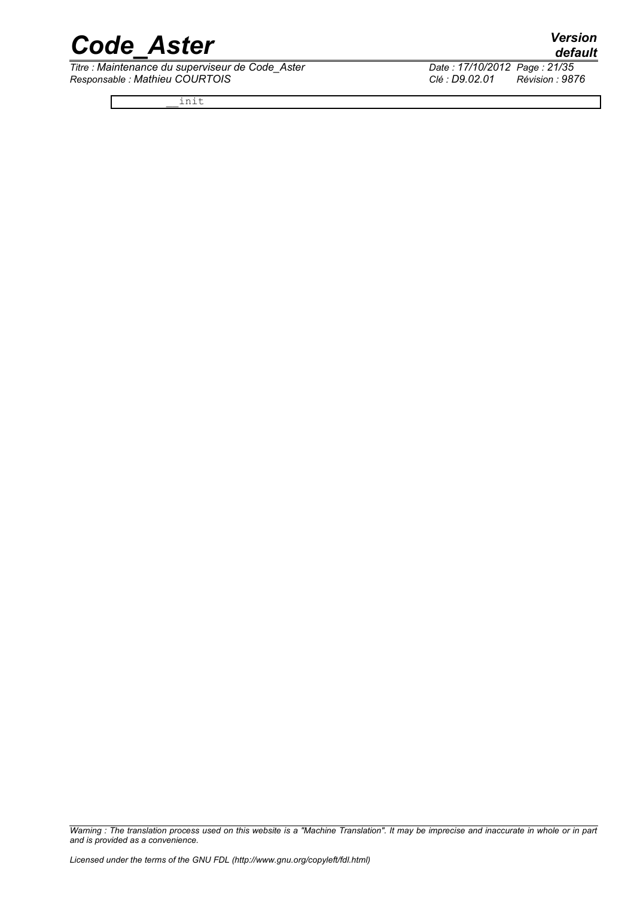```
            __init
```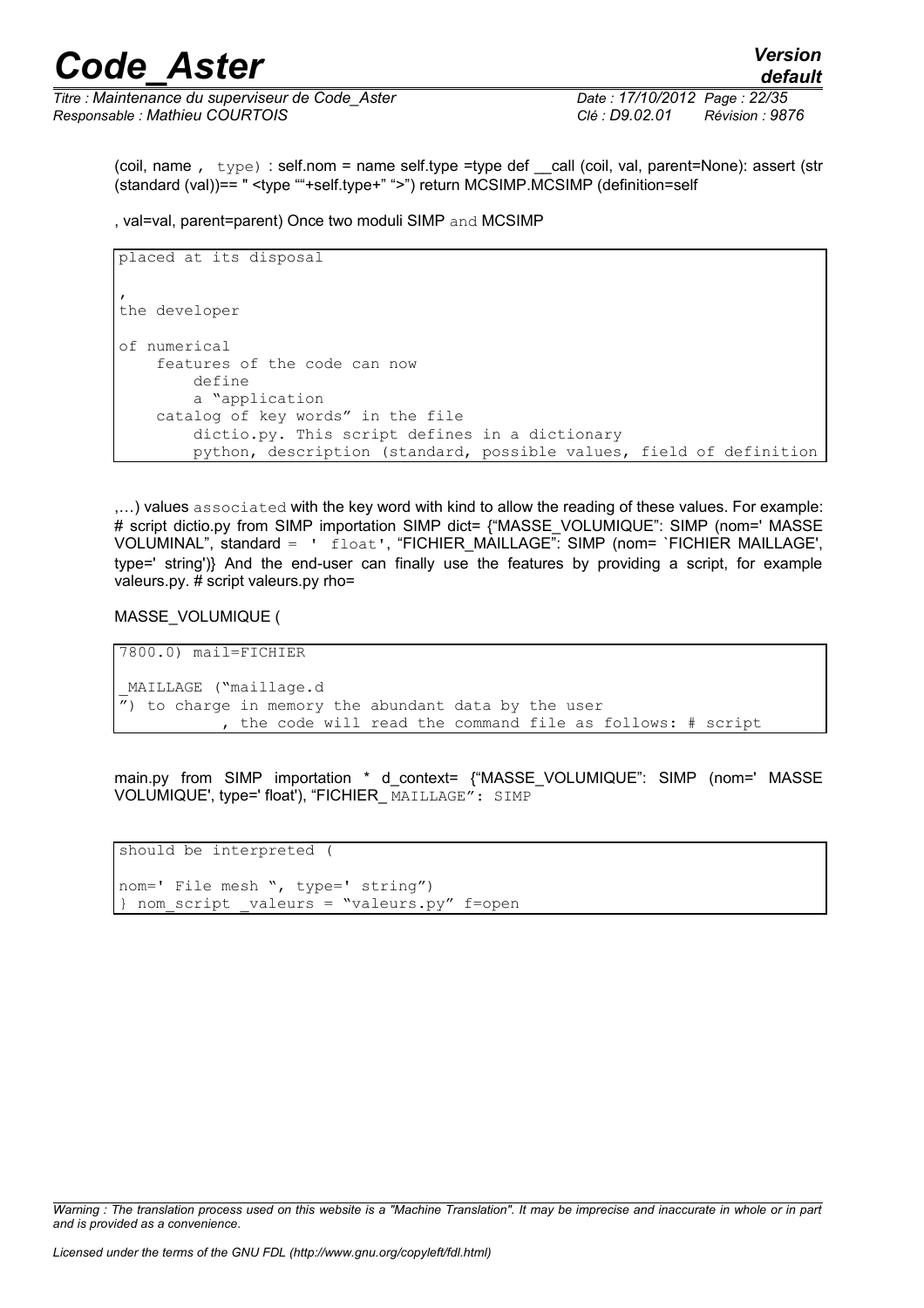(coil, name , type) : self.nom = name self.type =type def __call (coil, val, parent=None): assert (str (standard (val))== " <type ""+self.type+" ">") return MCSIMP.MCSIMP (definition=self

, val=val, parent=parent) Once two moduli SIMP and MCSIMP

```
placed at its disposal

,
the developer

of numerical
    features of the code can now
        define
        a "application
    catalog of key words" in the file
        dictio.py. This script defines in a dictionary
        python, description (standard, possible values, field of definition
```

,…) values associated with the key word with kind to allow the reading of these values. For example: # script dictio.py from SIMP importation SIMP dict= {"MASSE_VOLUMIQUE": SIMP (nom=' MASSE VOLUMINAL", standard = ' float', "FICHIER_MAILLAGE": SIMP (nom= `FICHIER MAILLAGE', type=' string')} And the end-user can finally use the features by providing a script, for example valeurs.py. # script valeurs.py rho=

MASSE_VOLUMIQUE (

```
7800.0) mail=FICHIER

_MAILLAGE ("maillage.d
") to charge in memory the abundant data by the user
          , the code will read the command file as follows: # script
```

main.py from SIMP importation * d_context= {"MASSE_VOLUMIQUE": SIMP (nom=' MASSE VOLUMIQUE', type=' float'), "FICHIER_ MAILLAGE": SIMP

```
should be interpreted (

nom=' File mesh ", type=' string")
} nom_script _valeurs = "valeurs.py" f=open
```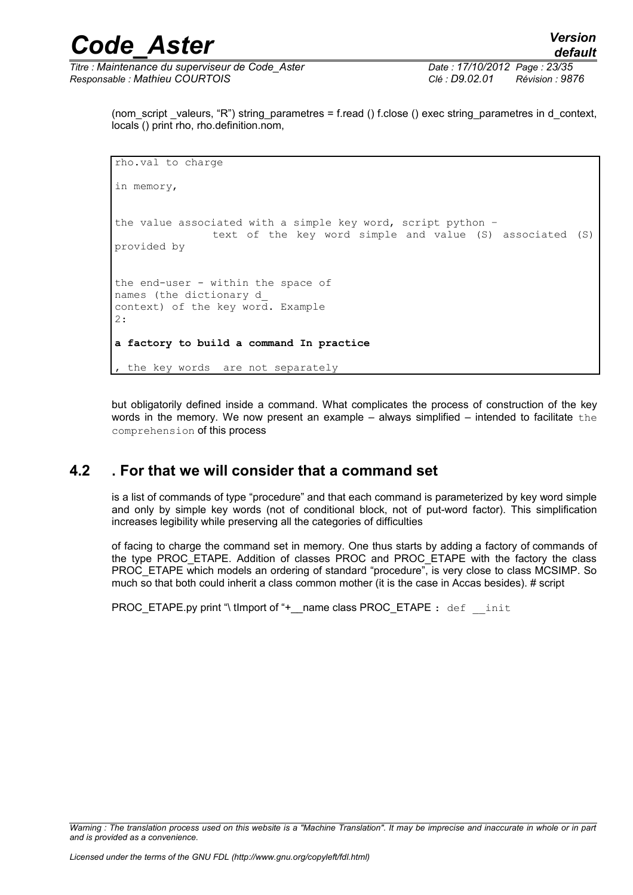(nom_script _valeurs, "R") string_parametres = f.read () f.close () exec string_parametres in d_context, locals () print rho, rho.definition.nom,

```
rho.val to charge

in memory,


the value associated with a simple key word, script python -
                text of the key word simple and value (S) associated (S)
provided by


the end-user - within the space of
names (the dictionary d_
context) of the key word. Example
2:

a factory to build a command In practice

, the key words  are not separately
```

but obligatorily defined inside a command. What complicates the process of construction of the key words in the memory. We now present an example – always simplified – intended to facilitate `the comprehension` of this process

## 4.2 . For that we will consider that a command set

is a list of commands of type "procedure" and that each command is parameterized by key word simple and only by simple key words (not of conditional block, not of put-word factor). This simplification increases legibility while preserving all the categories of difficulties

of facing to charge the command set in memory. One thus starts by adding a factory of commands of the type PROC_ETAPE. Addition of classes PROC and PROC_ETAPE with the factory the class PROC_ETAPE which models an ordering of standard "procedure", is very close to class MCSIMP. So much so that both could inherit a class common mother (it is the case in Accas besides). # script

PROC_ETAPE.py print "\ tImport of "+__name class PROC_ETAPE : `def __init`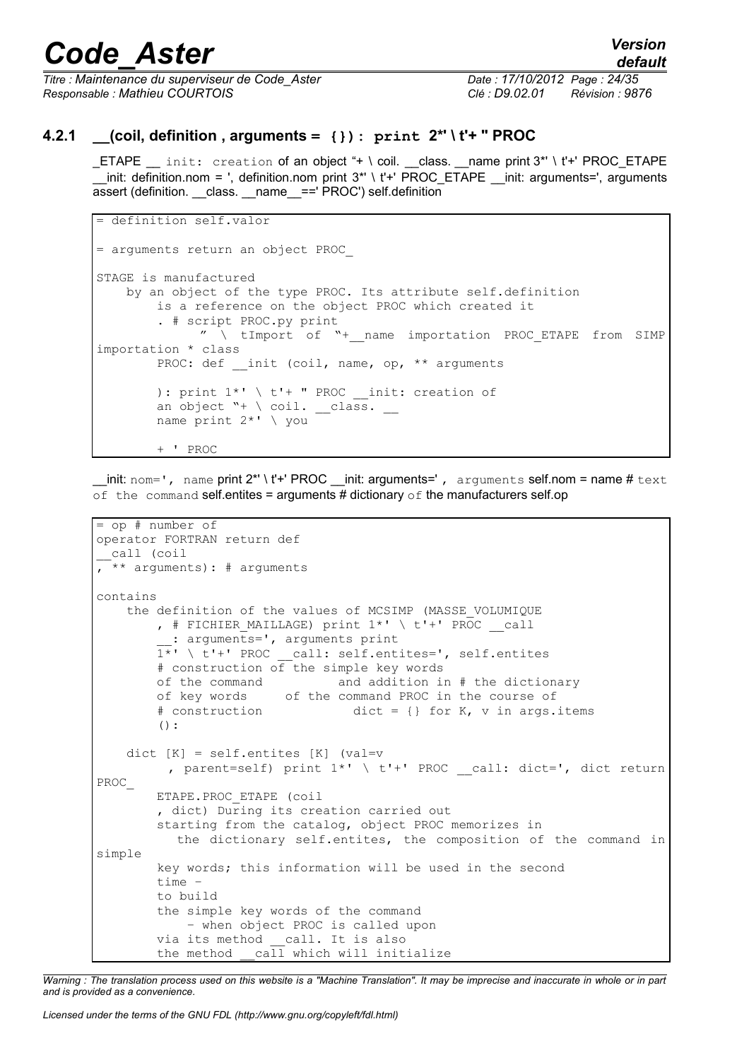### 4.2.1 __(coil, definition , arguments = {}): print 2*' \ t'+ " PROC

_ETAPE __ init: creation of an object "+ \ coil. __class. __name print 3*' \ t'+' PROC_ETAPE __init: definition.nom = ', definition.nom print 3*' \ t'+' PROC_ETAPE __init: arguments=', arguments assert (definition. __class. __name__==' PROC') self.definition

```
= definition self.valor

= arguments return an object PROC_

STAGE is manufactured
    by an object of the type PROC. Its attribute self.definition
        is a reference on the object PROC which created it
        . # script PROC.py print
              " \ tImport of "+__name importation PROC_ETAPE from SIMP
importation * class
        PROC: def __init (coil, name, op, ** arguments

        ): print 1*' \ t'+ " PROC __init: creation of
        an object "+ \ coil. __class. __
        name print 2*' \ you

        + ' PROC
```

__init: nom=', name print 2*' \ t'+' PROC __init: arguments=' , arguments self.nom = name # text of the command self.entites = arguments # dictionary of the manufacturers self.op

```
= op # number of
operator FORTRAN return def
__call (coil
, ** arguments): # arguments

contains
    the definition of the values of MCSIMP (MASSE_VOLUMIQUE
        , # FICHIER_MAILLAGE) print 1*' \ t'+' PROC __call
        __: arguments=', arguments print
        1*' \ t'+' PROC __call: self.entites=', self.entites
        # construction of the simple key words
        of the command          and addition in # the dictionary
        of key words     of the command PROC in the course of
        # construction            dict = {} for K, v in args.items
        ():

    dict [K] = self.entites [K] (val=v
         , parent=self) print 1*' \ t'+' PROC __call: dict=', dict return
PROC_
        ETAPE.PROC_ETAPE (coil
        , dict) During its creation carried out
        starting from the catalog, object PROC memorizes in
           the dictionary self.entites, the composition of the command in
simple
        key words; this information will be used in the second
        time -
        to build
        the simple key words of the command
            - when object PROC is called upon
        via its method __call. It is also
        the method __call which will initialize
```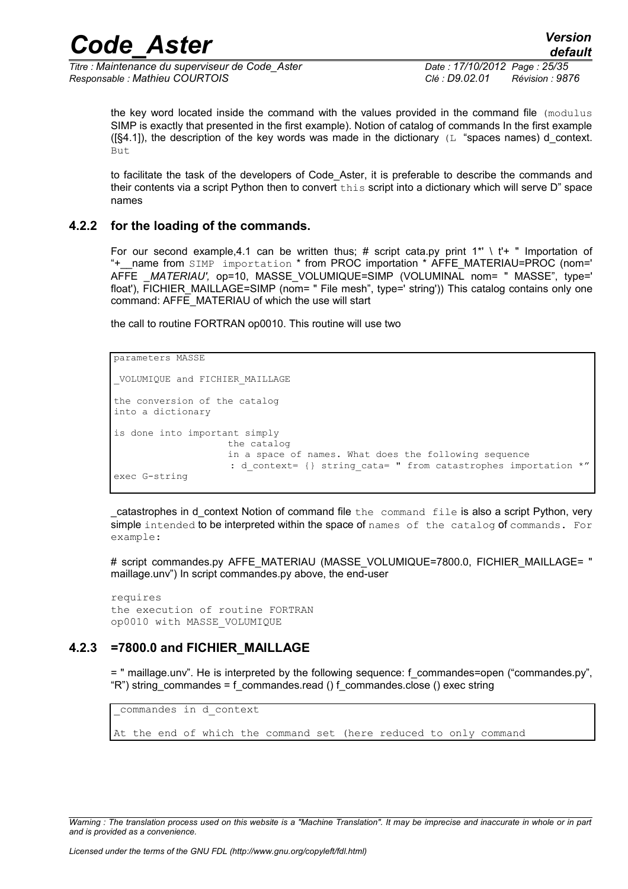the key word located inside the command with the values provided in the command file (modulus SIMP is exactly that presented in the first example). Notion of catalog of commands In the first example ([§4.1]), the description of the key words was made in the dictionary (L "spaces names) d_context. But

to facilitate the task of the developers of Code_Aster, it is preferable to describe the commands and their contents via a script Python then to convert this script into a dictionary which will serve D" space names

### 4.2.2 for the loading of the commands.

For our second example,4.1 can be written thus; # script cata.py print 1*' \ t'+ " Importation of "+__name from SIMP importation * from PROC importation * AFFE_MATERIAU=PROC (nom=' AFFE _*MATERIAU'*, op=10, MASSE_VOLUMIQUE=SIMP (VOLUMINAL nom= " MASSE", type=' float'), FICHIER_MAILLAGE=SIMP (nom= " File mesh", type=' string')) This catalog contains only one command: AFFE_MATERIAU of which the use will start

the call to routine FORTRAN op0010. This routine will use two

```
parameters MASSE

_VOLUMIQUE and FICHIER_MAILLAGE

the conversion of the catalog
into a dictionary

is done into important simply
                    the catalog
                    in a space of names. What does the following sequence
                     : d_context= {} string_cata= " from catastrophes importation *"
exec G-string
```

_catastrophes in d_context Notion of command file the command file is also a script Python, very simple intended to be interpreted within the space of names of the catalog of commands. For example:

# script commandes.py AFFE_MATERIAU (MASSE_VOLUMIQUE=7800.0, FICHIER_MAILLAGE= " maillage.unv") In script commandes.py above, the end-user

```
requires
the execution of routine FORTRAN
op0010 with MASSE_VOLUMIQUE
```

### 4.2.3 =7800.0 and FICHIER_MAILLAGE

= " maillage.unv". He is interpreted by the following sequence: f_commandes=open ("commandes.py", "R") string_commandes = f_commandes.read () f_commandes.close () exec string

```
_commandes in d_context

At the end of which the command set (here reduced to only command
```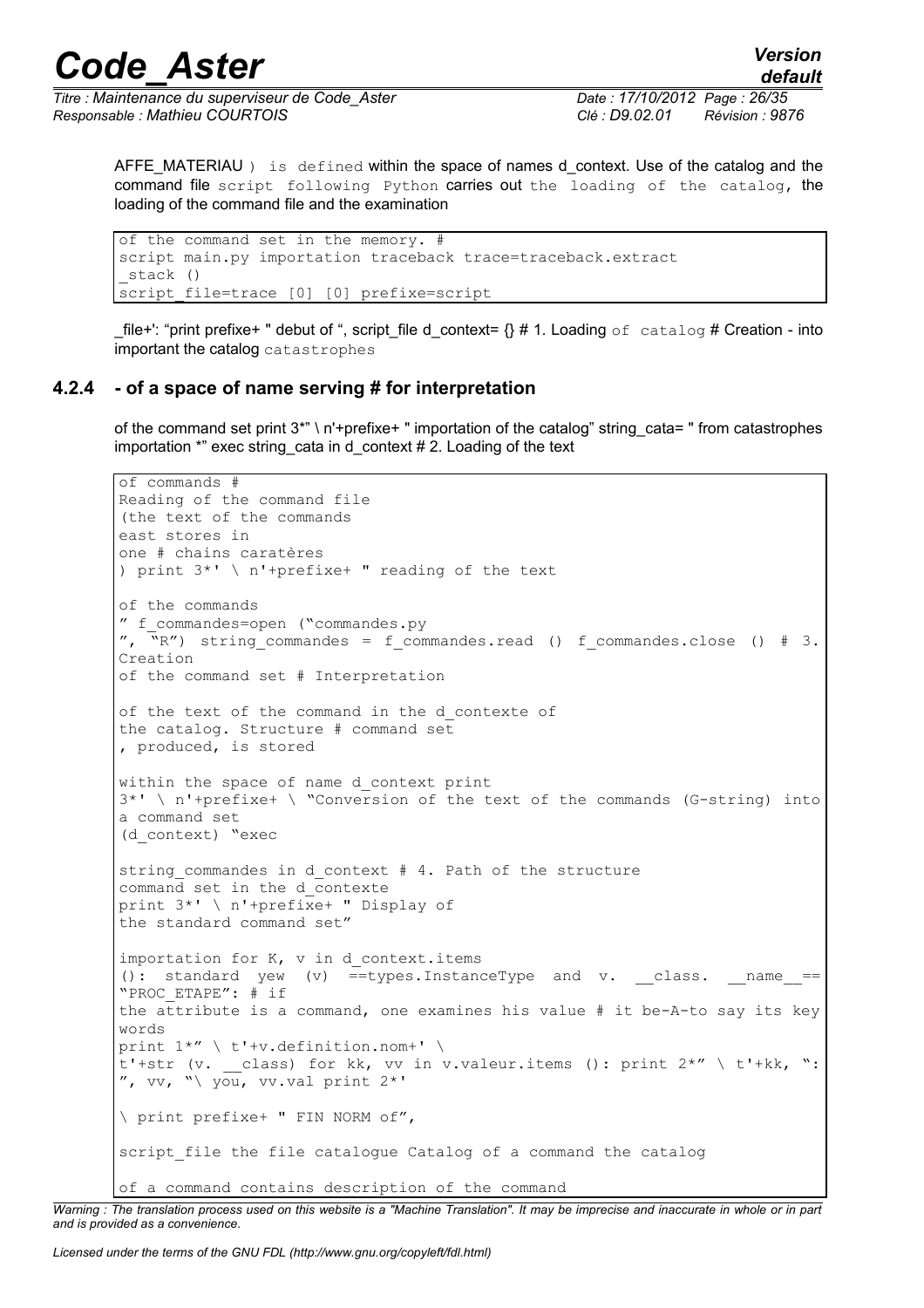AFFE_MATERIAU ) is defined within the space of names d_context. Use of the catalog and the command file script following Python carries out the loading of the catalog, the loading of the command file and the examination

```
of the command set in the memory. #
script main.py importation traceback trace=traceback.extract
_stack ()
script_file=trace [0] [0] prefixe=script
```

_file+': "print prefixe+ " debut of ", script_file d_context= {} # 1. Loading of catalog # Creation - into important the catalog catastrophes

### 4.2.4 - of a space of name serving # for interpretation

of the command set print 3*" \ n'+prefixe+ " importation of the catalog" string_cata= " from catastrophes importation *" exec string_cata in d_context # 2. Loading of the text

```
of commands #
Reading of the command file
(the text of the commands
east stores in
one # chains caratères
) print 3*' \ n'+prefixe+ " reading of the text

of the commands
" f_commandes=open ("commandes.py
", "R") string_commandes = f_commandes.read () f_commandes.close () # 3.
Creation
of the command set # Interpretation

of the text of the command in the d_contexte of
the catalog. Structure # command set
, produced, is stored

within the space of name d_context print
3*' \ n'+prefixe+ \ "Conversion of the text of the commands (G-string) into
a command set
(d_context) "exec

string_commandes in d_context # 4. Path of the structure
command set in the d_contexte
print 3*' \ n'+prefixe+ " Display of
the standard command set"

importation for K, v in d_context.items
(): standard yew (v) ==types.InstanceType and v. __class. __name__==
"PROC_ETAPE": # if
the attribute is a command, one examines his value # it be-A-to say its key
words
print 1*" \ t'+v.definition.nom+' \
t'+str (v. __class) for kk, vv in v.valeur.items (): print 2*" \ t'+kk, ":
", vv, "\ you, vv.val print 2*'

\ print prefixe+ " FIN NORM of",

script_file the file catalogue Catalog of a command the catalog

of a command contains description of the command
```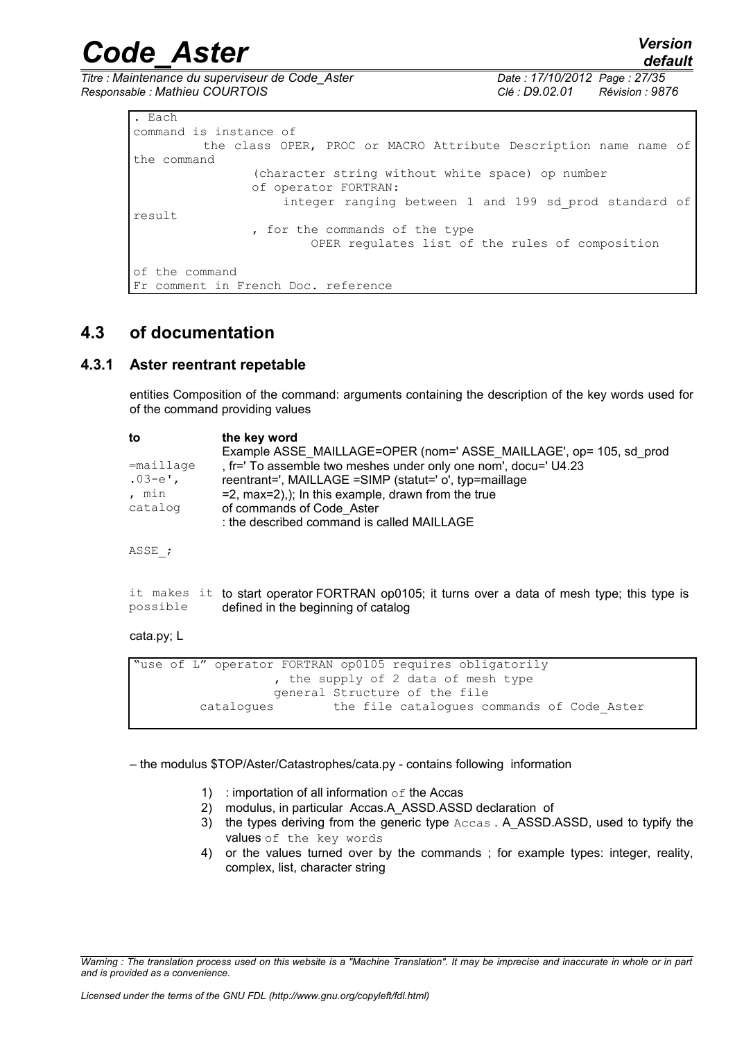```
. Each
command is instance of
         the class OPER, PROC or MACRO Attribute Description name name of
the command
                (character string without white space) op number
                of operator FORTRAN:
                    integer ranging between 1 and 199 sd_prod standard of
result
                , for the commands of the type
                        OPER regulates list of the rules of composition

of the command
Fr comment in French Doc. reference
```

## 4.3 of documentation

### 4.3.1 Aster reentrant repetable

entities Composition of the command: arguments containing the description of the key words used for of the command providing values

| to | the key word |
|---|---|
|  | Example ASSE_MAILLAGE=OPER (nom=' ASSE_MAILLAGE', op= 105, sd_prod |
| =maillage | , fr=' To assemble two meshes under only one nom', docu=' U4.23 |
| .03-e', | reentrant=', MAILLAGE =SIMP (statut=' o', typ=maillage |
| , min | =2, max=2),); In this example, drawn from the true |
| catalog | of commands of Code_Aster |
|  | : the described command is called MAILLAGE |

ASSE_;

it makes it possible to start operator FORTRAN op0105; it turns over a data of mesh type; this type is defined in the beginning of catalog

cata.py; L

```
"use of L" operator FORTRAN op0105 requires obligatorily
                   , the supply of 2 data of mesh type
                   general Structure of the file
         catalogues        the file catalogues commands of Code_Aster
```

– the modulus $TOP/Aster/Catastrophes/cata.py - contains following information

1) : importation of all information of the Accas
2) modulus, in particular Accas.A_ASSD.ASSD declaration of
3) the types deriving from the generic type Accas . A_ASSD.ASSD, used to typify the values of the key words
4) or the values turned over by the commands ; for example types: integer, reality, complex, list, character string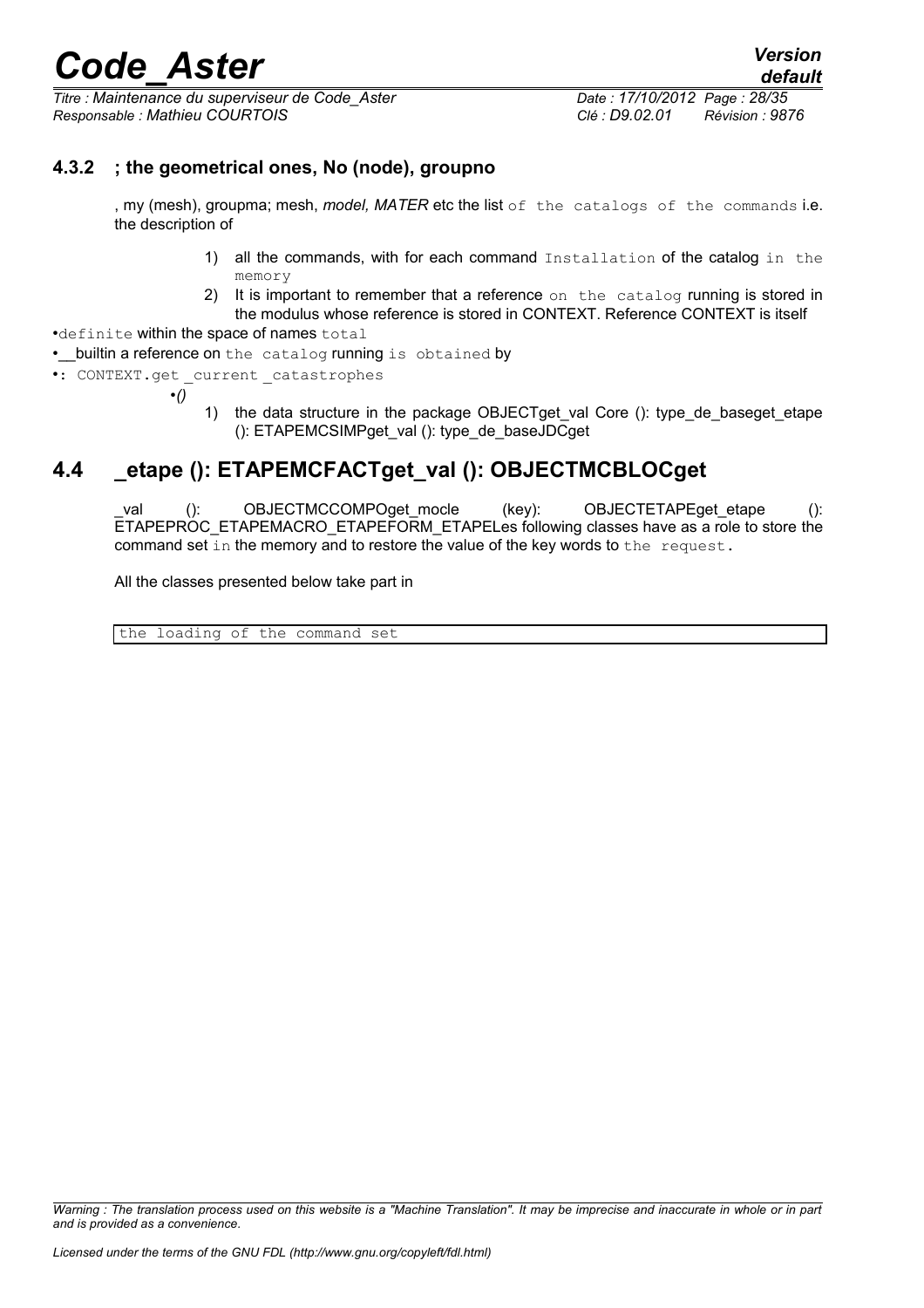### 4.3.2 ; the geometrical ones, No (node), groupno

, my (mesh), groupma; mesh, *model, MATER* etc the list `of the catalogs of the commands` i.e. the description of

1) all the commands, with for each command `Installation` of the catalog `in the memory`
2) It is important to remember that a reference `on the catalog` running is stored in the modulus whose reference is stored in CONTEXT. Reference CONTEXT is itself

- `definite` within the space of names `total`
- __builtin a reference on `the catalog` running `is obtained` by
- `: CONTEXT.get _current _catastrophes`
  - *()*

1) the data structure in the package OBJECTget_val Core (): type_de_baseget_etape (): ETAPEMCSIMPget_val (): type_de_baseJDCget

## 4.4 _etape (): ETAPEMCFACTget_val (): OBJECTMCBLOCget

_val (): OBJECTMCCOMPOget_mocle (key): OBJECTETAPEget_etape (): ETAPEPROC_ETAPEMACRO_ETAPEFORM_ETAPELes following classes have as a role to store the command set `in` the memory and to restore the value of the key words to `the request.`

All the classes presented below take part in

| the loading of the command set |
|---|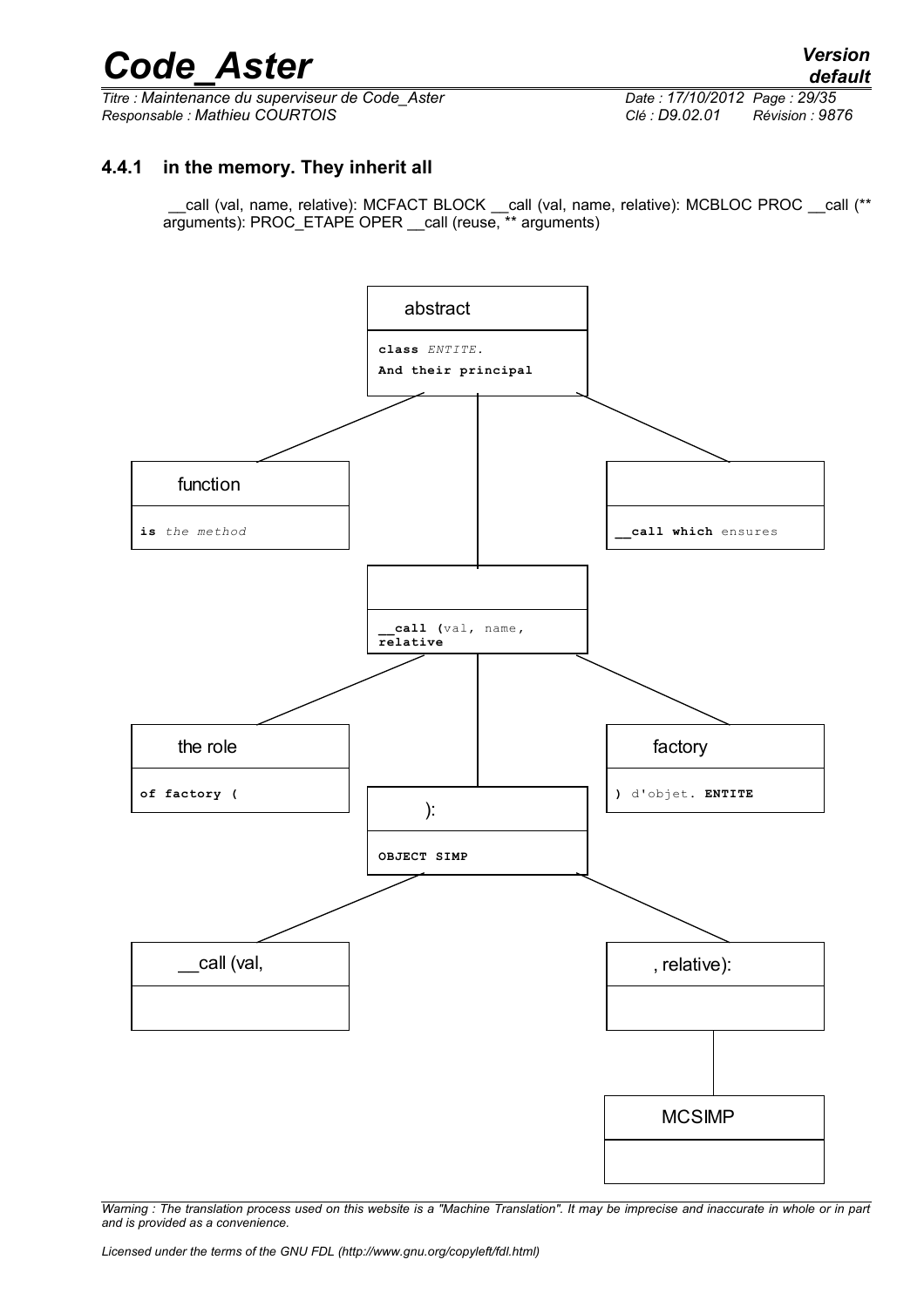### 4.4.1 in the memory. They inherit all

__call (val, name, relative): MCFACT BLOCK __call (val, name, relative): MCBLOC PROC __call (** arguments): PROC_ETAPE OPER __call (reuse, ** arguments)

abstract

**class** *ENTITE*.

**And their principal**

function

**is** *the method*

**__call which** ensures

**__call (**val, name, **relative**

the role

**of factory (**

factory

**)** d'objet. **ENTITE**

):

**OBJECT SIMP**

__call (val,

, relative):

MCSIMP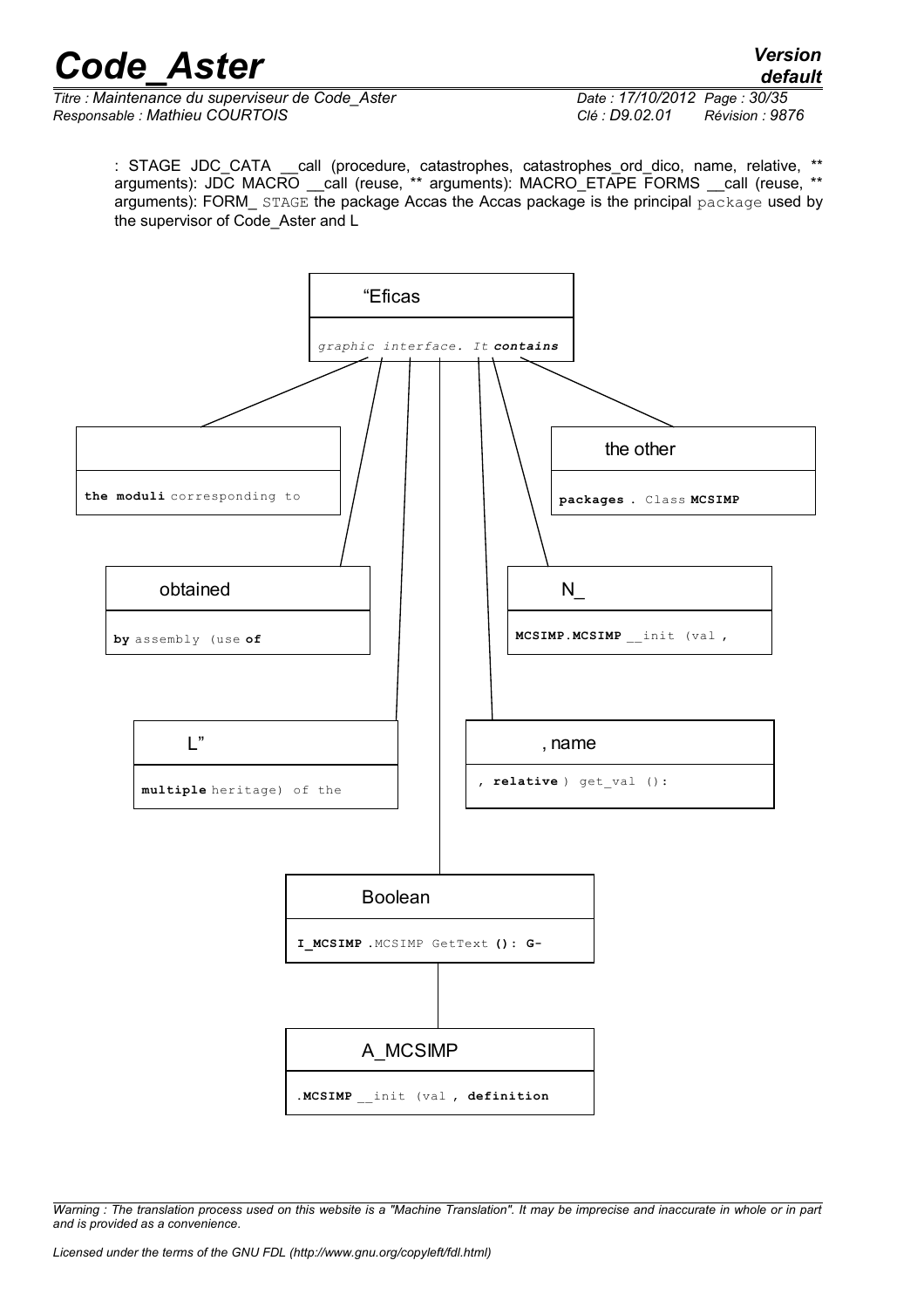: STAGE JDC_CATA __call (procedure, catastrophes, catastrophes_ord_dico, name, relative, ** arguments): JDC MACRO __call (reuse, ** arguments): MACRO_ETAPE FORMS __call (reuse, ** arguments): FORM_ STAGE the package Accas the Accas package is the principal package used by the supervisor of Code_Aster and L

| "Eficas |
| --- |
| *graphic interface. It* ***contains*** |

| |
| --- |
| **the moduli** corresponding to |

| the other |
| --- |
| **packages** . Class **MCSIMP** |

| obtained |
| --- |
| **by** assembly (use **of** |

| N_ |
| --- |
| **MCSIMP.MCSIMP** __init (val **,** |

| L" |
| --- |
| **multiple** heritage) of the |

| , name |
| --- |
| **, relative** ) get_val (): |

| Boolean |
| --- |
| **I_MCSIMP** .MCSIMP GetText **(): G-** |

| A_MCSIMP |
| --- |
| **.MCSIMP** __init (val **, definition** |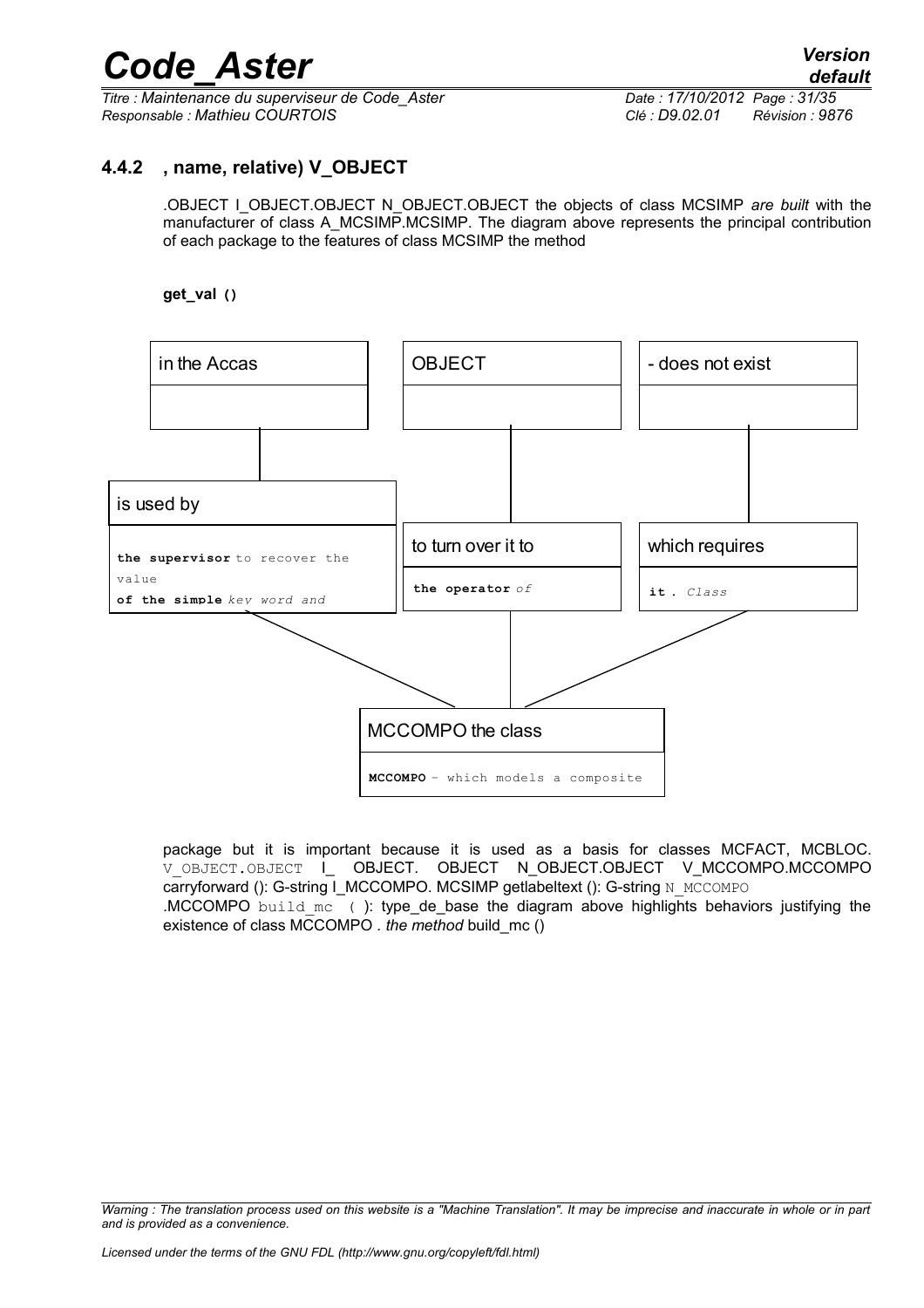### 4.4.2 , name, relative) V_OBJECT

.OBJECT I_OBJECT.OBJECT N_OBJECT.OBJECT the objects of class MCSIMP *are built* with the manufacturer of class A_MCSIMP.MCSIMP. The diagram above represents the principal contribution of each package to the features of class MCSIMP the method

**get_val ()**

| in the Accas |
|---|
| |

| OBJECT |
|---|
| |

| - does not exist |
|---|
| |

| is used by |
|---|
| **the supervisor** to recover the value **of the simple** *key word and* |

| to turn over it to |
|---|
| **the operator** *of* |

| which requires |
|---|
| **it** . *Class* |

| MCCOMPO the class |
|---|
| **MCCOMPO** - which models a composite |

package but it is important because it is used as a basis for classes MCFACT, MCBLOC. V_OBJECT.OBJECT I_ OBJECT. OBJECT N_OBJECT.OBJECT V_MCCOMPO.MCCOMPO carryforward (): G-string I_MCCOMPO. MCSIMP getlabeltext (): G-string N_MCCOMPO .MCCOMPO build_mc ( ): type_de_base the diagram above highlights behaviors justifying the existence of class MCCOMPO . *the method* build_mc ()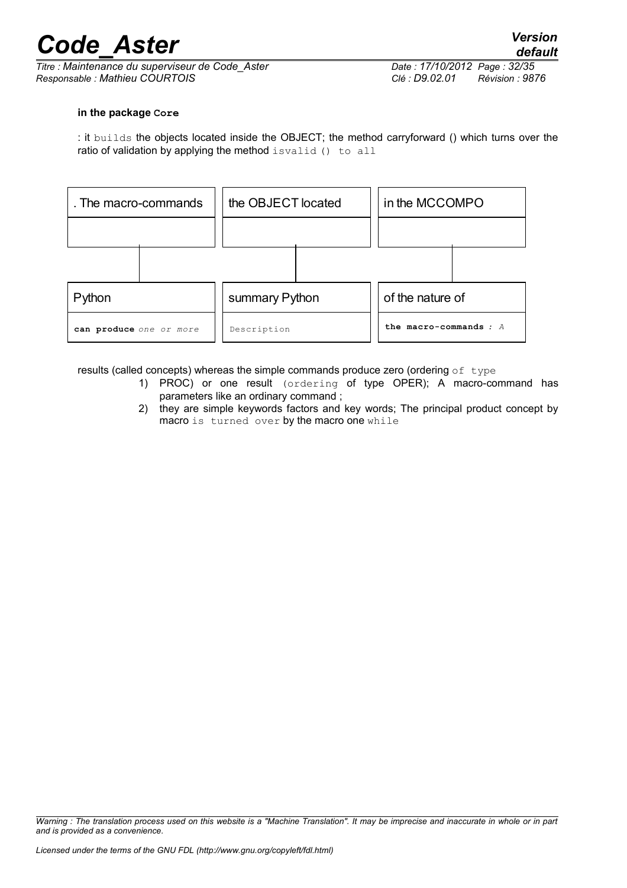**in the package Core**

: it builds the objects located inside the OBJECT; the method carryforward () which turns over the ratio of validation by applying the method isvalid () to all

| . The macro-commands | the OBJECT located | in the MCCOMPO |
|---|---|---|
| | | |
| Python | summary Python | of the nature of |
| **can produce** *one or more* | Description | **the macro-commands** *: A* |

results (called concepts) whereas the simple commands produce zero (ordering of type

1) PROC) or one result (ordering of type OPER); A macro-command has parameters like an ordinary command ;
2) they are simple keywords factors and key words; The principal product concept by macro is turned over by the macro one while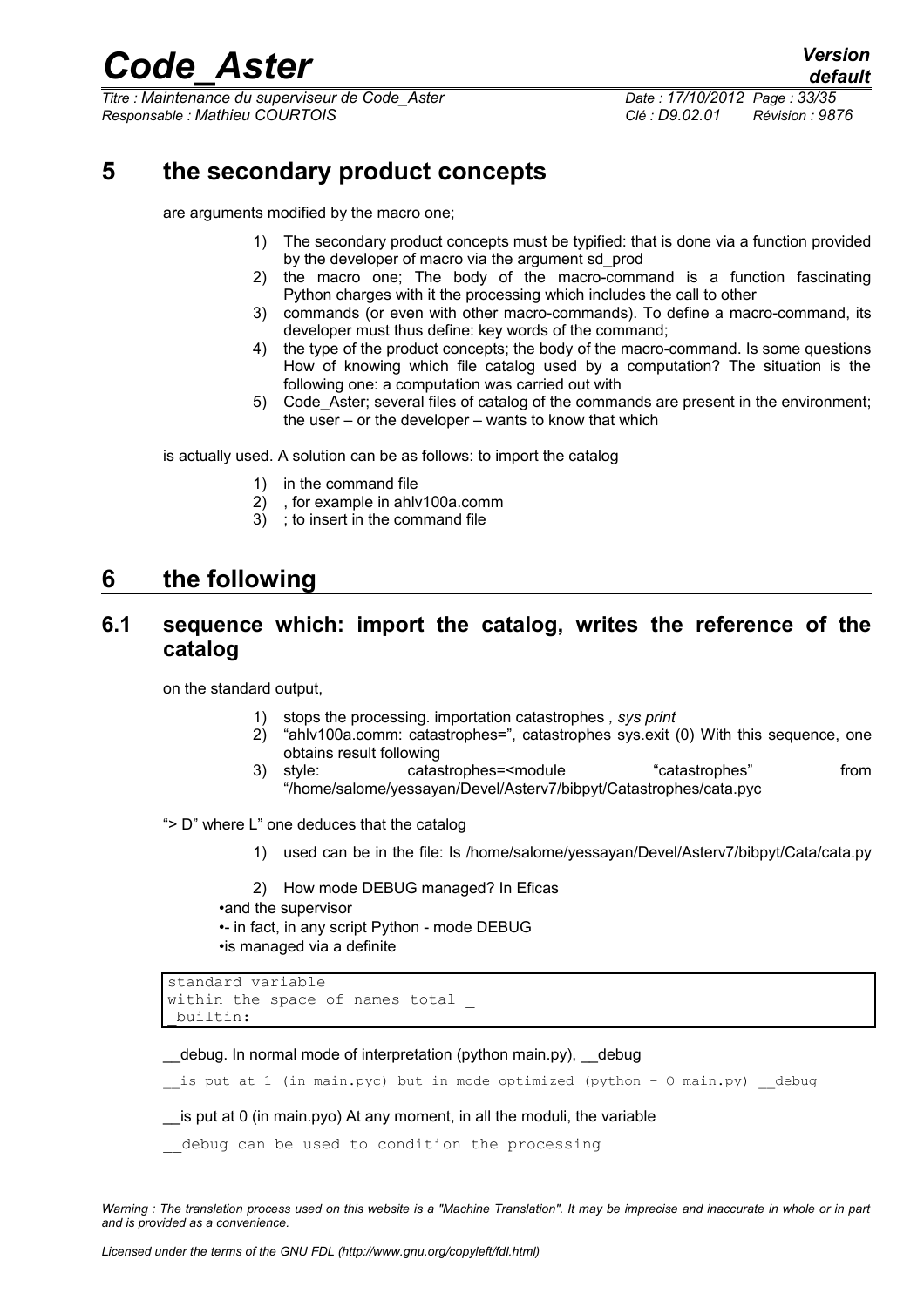# 5 the secondary product concepts

are arguments modified by the macro one;

1) The secondary product concepts must be typified: that is done via a function provided by the developer of macro via the argument sd_prod
2) the macro one; The body of the macro-command is a function fascinating Python charges with it the processing which includes the call to other
3) commands (or even with other macro-commands). To define a macro-command, its developer must thus define: key words of the command;
4) the type of the product concepts; the body of the macro-command. Is some questions How of knowing which file catalog used by a computation? The situation is the following one: a computation was carried out with
5) Code_Aster; several files of catalog of the commands are present in the environment; the user – or the developer – wants to know that which

is actually used. A solution can be as follows: to import the catalog

1) in the command file
2) , for example in ahlv100a.comm
3) ; to insert in the command file

# 6 the following

## 6.1 sequence which: import the catalog, writes the reference of the catalog

on the standard output,

1) stops the processing. importation catastrophes *, sys print*
2) "ahlv100a.comm: catastrophes=", catastrophes sys.exit (0) With this sequence, one obtains result following
3) style: catastrophes=<module "catastrophes" from "/home/salome/yessayan/Devel/Asterv7/bibpyt/Catastrophes/cata.pyc

"> D" where L" one deduces that the catalog

1) used can be in the file: Is /home/salome/yessayan/Devel/Asterv7/bibpyt/Cata/cata.py
2) How mode DEBUG managed? In Eficas

- and the supervisor
- - in fact, in any script Python - mode DEBUG
- is managed via a definite

```
standard variable
within the space of names total _
_builtin:
```

__debug. In normal mode of interpretation (python main.py), __debug

`__is put at 1 (in main.pyc) but in mode optimized (python - O main.py) __debug`

__is put at 0 (in main.pyo) At any moment, in all the moduli, the variable

`__debug can be used to condition the processing`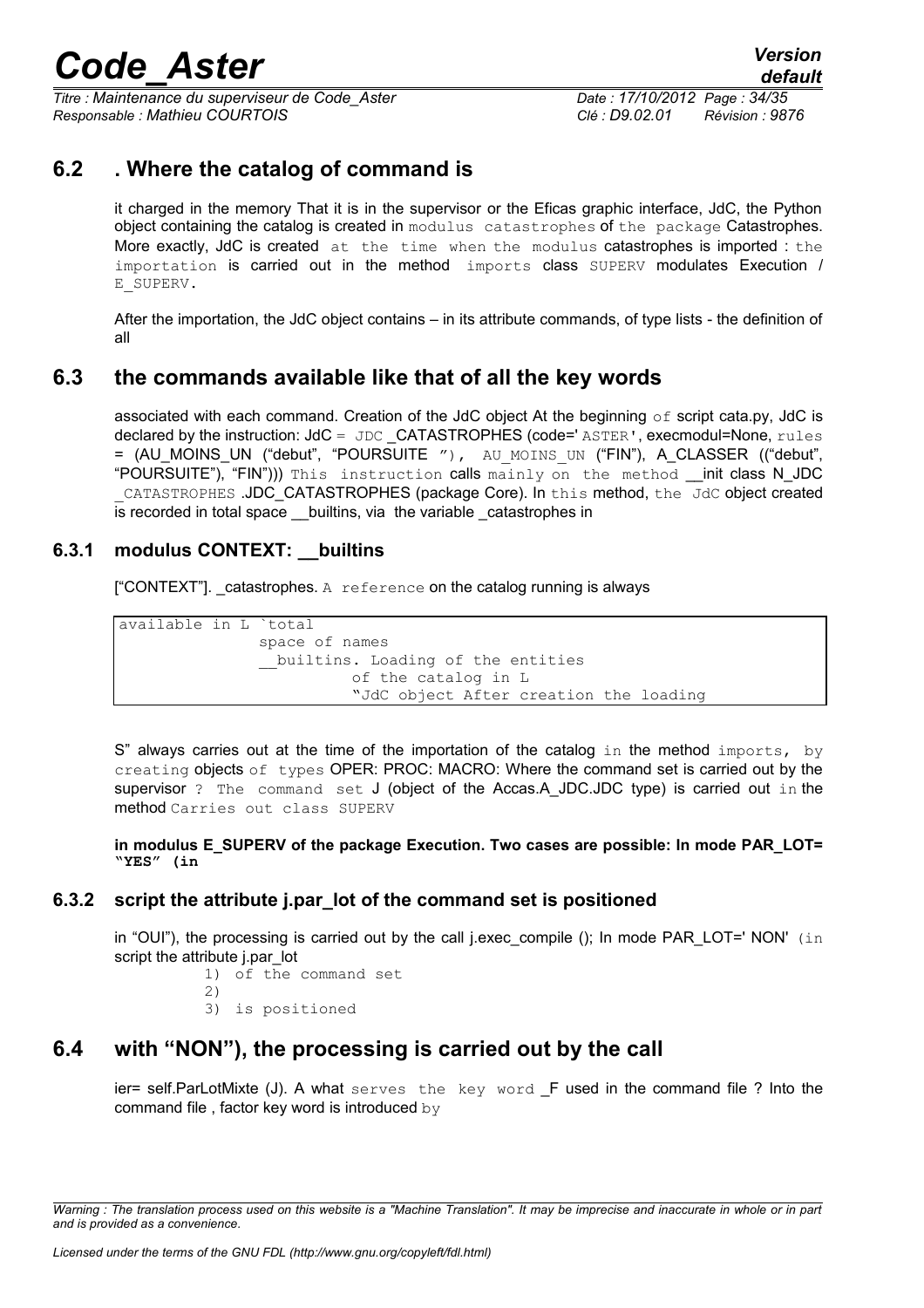## 6.2 . Where the catalog of command is

it charged in the memory That it is in the supervisor or the Eficas graphic interface, JdC, the Python object containing the catalog is created in modulus catastrophes of the package Catastrophes. More exactly, JdC is created at the time when the modulus catastrophes is imported : the importation is carried out in the method imports class SUPERV modulates Execution / E_SUPERV.

After the importation, the JdC object contains – in its attribute commands, of type lists - the definition of all

## 6.3 the commands available like that of all the key words

associated with each command. Creation of the JdC object At the beginning of script cata.py, JdC is declared by the instruction: JdC = JDC _CATASTROPHES (code=' ASTER', execmodul=None, rules = (AU_MOINS_UN ("debut", "POURSUITE "), AU_MOINS_UN ("FIN"), A_CLASSER (("debut", "POURSUITE"), "FIN"))) This instruction calls mainly on the method __init class N_JDC _CATASTROPHES .JDC_CATASTROPHES (package Core). In this method, the JdC object created is recorded in total space __builtins, via the variable _catastrophes in

### 6.3.1 modulus CONTEXT: __builtins

["CONTEXT"]. _catastrophes. A reference on the catalog running is always

```
available in L `total
              space of names
              __builtins. Loading of the entities
                       of the catalog in L
                       "JdC object After creation the loading
```

S" always carries out at the time of the importation of the catalog in the method imports, by creating objects of types OPER: PROC: MACRO: Where the command set is carried out by the supervisor ? The command set J (object of the Accas.A_JDC.JDC type) is carried out in the method Carries out class SUPERV

**in modulus E_SUPERV of the package Execution. Two cases are possible: In mode PAR_LOT= "YES" (in**

### 6.3.2 script the attribute j.par_lot of the command set is positioned

in "OUI"), the processing is carried out by the call j.exec_compile (); In mode PAR_LOT=' NON' (in script the attribute j.par_lot

1) of the command set
2)
3) is positioned

## 6.4 with "NON"), the processing is carried out by the call

ier= self.ParLotMixte (J). A what serves the key word _F used in the command file ? Into the command file , factor key word is introduced by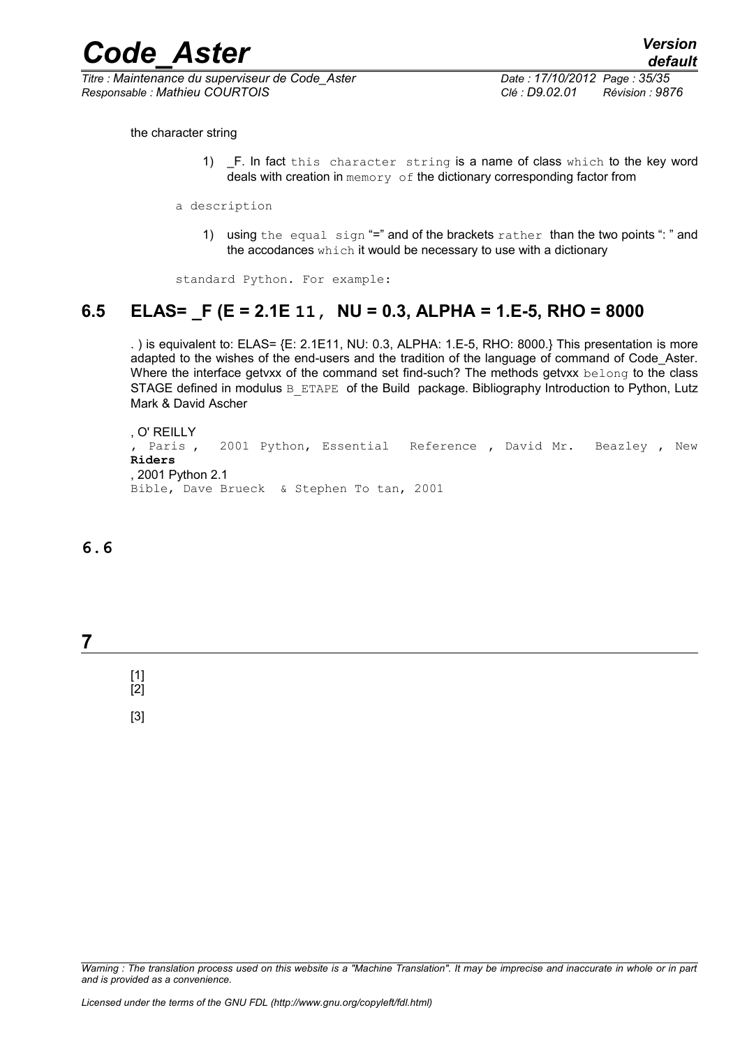the character string

1) _F. In fact this character string is a name of class which to the key word deals with creation in memory of the dictionary corresponding factor from

a description

1) using the equal sign "=" and of the brackets rather than the two points ": " and the accodances which it would be necessary to use with a dictionary

standard Python. For example:

## 6.5 ELAS= _F (E = 2.1E 11, NU = 0.3, ALPHA = 1.E-5, RHO = 8000

. ) is equivalent to: ELAS= {E: 2.1E11, NU: 0.3, ALPHA: 1.E-5, RHO: 8000.} This presentation is more adapted to the wishes of the end-users and the tradition of the language of command of Code_Aster. Where the interface getvxx of the command set find-such? The methods getvxx belong to the class STAGE defined in modulus B_ETAPE of the Build package. Bibliography Introduction to Python, Lutz Mark & David Ascher

, O' REILLY
, Paris , 2001 Python, Essential Reference , David Mr. Beazley , New **Riders**
, 2001 Python 2.1
Bible, Dave Brueck & Stephen To tan, 2001

## 6.6

# 7

[1]
[2]

[3]